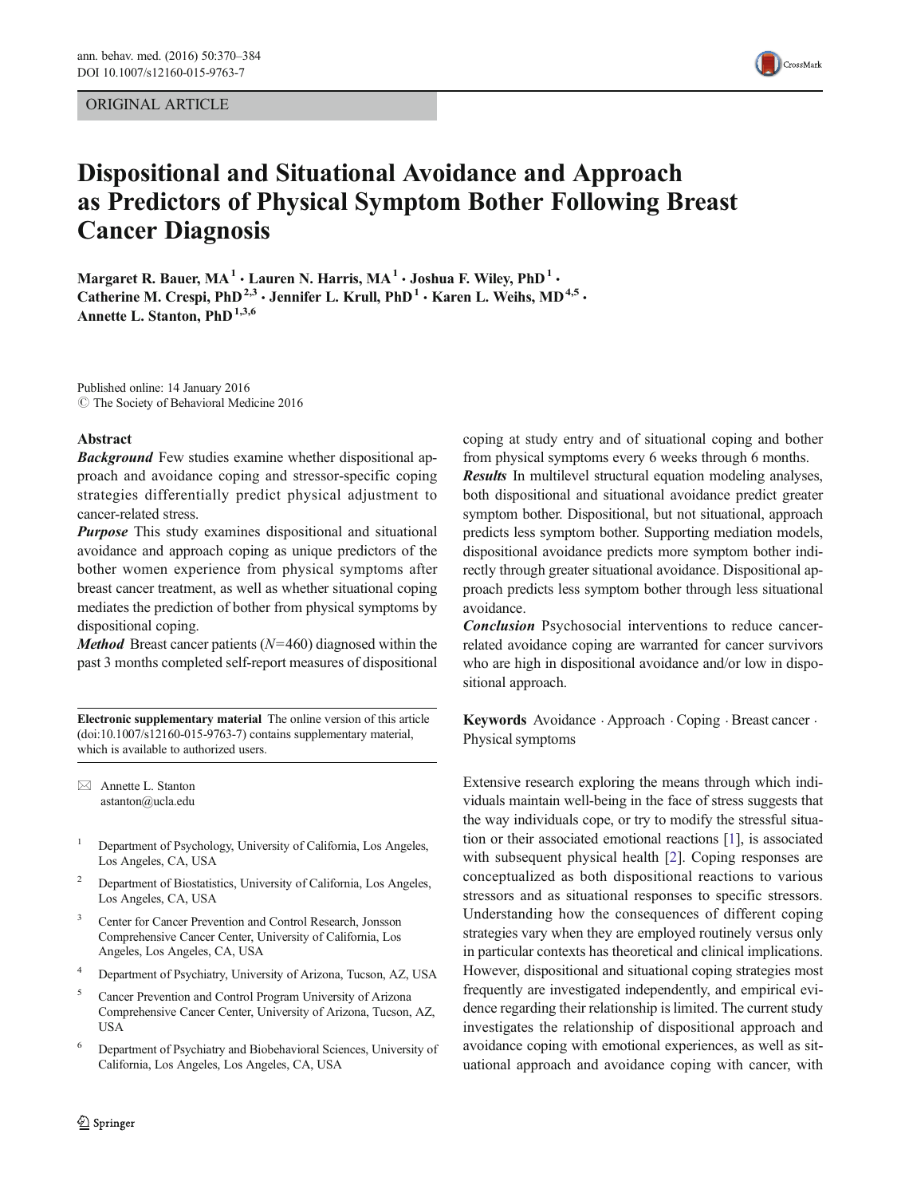ORIGINAL ARTICLE

# Dispositional and Situational Avoidance and Approach as Predictors of Physical Symptom Bother Following Breast Cancer Diagnosis

Margaret R. Bauer, MA [1] · Lauren N. Harris, MA [1] · Joshua F. Wiley, PhD [1] · Catherine M. Crespi, PhD [2,3] · Jennifer L. Krull, PhD [1] · Karen L. Weihs, MD [4,5] · Annette L. Stanton, PhD [1,3,6]

Published online: 14 January 2016
© The Society of Behavioral Medicine 2016

## Abstract

***Background*** Few studies examine whether dispositional approach and avoidance coping and stressor-specific coping strategies differentially predict physical adjustment to cancer-related stress.

***Purpose*** This study examines dispositional and situational avoidance and approach coping as unique predictors of the bother women experience from physical symptoms after breast cancer treatment, as well as whether situational coping mediates the prediction of bother from physical symptoms by dispositional coping.

***Method*** Breast cancer patients ($N=460$) diagnosed within the past 3 months completed self-report measures of dispositional coping at study entry and of situational coping and bother from physical symptoms every 6 weeks through 6 months.

***Results*** In multilevel structural equation modeling analyses, both dispositional and situational avoidance predict greater symptom bother. Dispositional, but not situational, approach predicts less symptom bother. Supporting mediation models, dispositional avoidance predicts more symptom bother indirectly through greater situational avoidance. Dispositional approach predicts less symptom bother through less situational avoidance.

***Conclusion*** Psychosocial interventions to reduce cancer-related avoidance coping are warranted for cancer survivors who are high in dispositional avoidance and/or low in dispositional approach.

**Keywords** Avoidance · Approach · Coping · Breast cancer · Physical symptoms

**Electronic supplementary material** The online version of this article (doi:10.1007/s12160-015-9763-7) contains supplementary material, which is available to authorized users.

✉ Annette L. Stanton
astanton@ucla.edu

[1] Department of Psychology, University of California, Los Angeles, Los Angeles, CA, USA

[2] Department of Biostatistics, University of California, Los Angeles, Los Angeles, CA, USA

[3] Center for Cancer Prevention and Control Research, Jonsson Comprehensive Cancer Center, University of California, Los Angeles, Los Angeles, CA, USA

[4] Department of Psychiatry, University of Arizona, Tucson, AZ, USA

[5] Cancer Prevention and Control Program University of Arizona Comprehensive Cancer Center, University of Arizona, Tucson, AZ, USA

[6] Department of Psychiatry and Biobehavioral Sciences, University of California, Los Angeles, Los Angeles, CA, USA

Extensive research exploring the means through which individuals maintain well-being in the face of stress suggests that the way individuals cope, or try to modify the stressful situation or their associated emotional reactions [1], is associated with subsequent physical health [2]. Coping responses are conceptualized as both dispositional reactions to various stressors and as situational responses to specific stressors. Understanding how the consequences of different coping strategies vary when they are employed routinely versus only in particular contexts has theoretical and clinical implications. However, dispositional and situational coping strategies most frequently are investigated independently, and empirical evidence regarding their relationship is limited. The current study investigates the relationship of dispositional approach and avoidance coping with emotional experiences, as well as situational approach and avoidance coping with cancer, with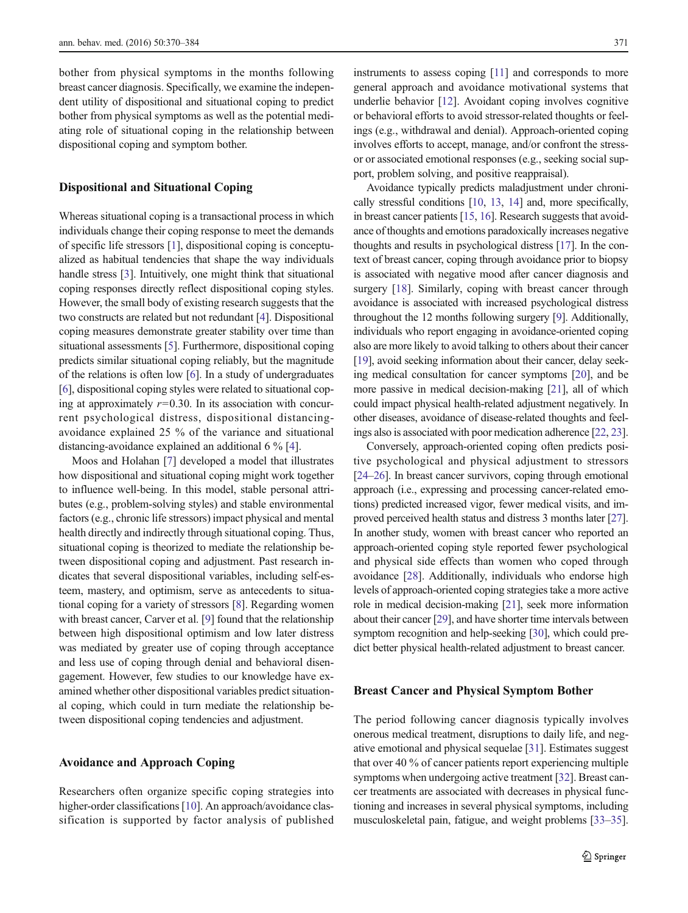bother from physical symptoms in the months following breast cancer diagnosis. Specifically, we examine the independent utility of dispositional and situational coping to predict bother from physical symptoms as well as the potential mediating role of situational coping in the relationship between dispositional coping and symptom bother.

## Dispositional and Situational Coping

Whereas situational coping is a transactional process in which individuals change their coping response to meet the demands of specific life stressors [1], dispositional coping is conceptualized as habitual tendencies that shape the way individuals handle stress [3]. Intuitively, one might think that situational coping responses directly reflect dispositional coping styles. However, the small body of existing research suggests that the two constructs are related but not redundant [4]. Dispositional coping measures demonstrate greater stability over time than situational assessments [5]. Furthermore, dispositional coping predicts similar situational coping reliably, but the magnitude of the relations is often low [6]. In a study of undergraduates [6], dispositional coping styles were related to situational coping at approximately $r=0.30$. In its association with concurrent psychological distress, dispositional distancing-avoidance explained 25 % of the variance and situational distancing-avoidance explained an additional 6 % [4].

Moos and Holahan [7] developed a model that illustrates how dispositional and situational coping might work together to influence well-being. In this model, stable personal attributes (e.g., problem-solving styles) and stable environmental factors (e.g., chronic life stressors) impact physical and mental health directly and indirectly through situational coping. Thus, situational coping is theorized to mediate the relationship between dispositional coping and adjustment. Past research indicates that several dispositional variables, including self-esteem, mastery, and optimism, serve as antecedents to situational coping for a variety of stressors [8]. Regarding women with breast cancer, Carver et al. [9] found that the relationship between high dispositional optimism and low later distress was mediated by greater use of coping through acceptance and less use of coping through denial and behavioral disengagement. However, few studies to our knowledge have examined whether other dispositional variables predict situational coping, which could in turn mediate the relationship between dispositional coping tendencies and adjustment.

## Avoidance and Approach Coping

Researchers often organize specific coping strategies into higher-order classifications [10]. An approach/avoidance classification is supported by factor analysis of published instruments to assess coping [11] and corresponds to more general approach and avoidance motivational systems that underlie behavior [12]. Avoidant coping involves cognitive or behavioral efforts to avoid stressor-related thoughts or feelings (e.g., withdrawal and denial). Approach-oriented coping involves efforts to accept, manage, and/or confront the stressor or associated emotional responses (e.g., seeking social support, problem solving, and positive reappraisal).

Avoidance typically predicts maladjustment under chronically stressful conditions [10, 13, 14] and, more specifically, in breast cancer patients [15, 16]. Research suggests that avoidance of thoughts and emotions paradoxically increases negative thoughts and results in psychological distress [17]. In the context of breast cancer, coping through avoidance prior to biopsy is associated with negative mood after cancer diagnosis and surgery [18]. Similarly, coping with breast cancer through avoidance is associated with increased psychological distress throughout the 12 months following surgery [9]. Additionally, individuals who report engaging in avoidance-oriented coping also are more likely to avoid talking to others about their cancer [19], avoid seeking information about their cancer, delay seeking medical consultation for cancer symptoms [20], and be more passive in medical decision-making [21], all of which could impact physical health-related adjustment negatively. In other diseases, avoidance of disease-related thoughts and feelings also is associated with poor medication adherence [22, 23].

Conversely, approach-oriented coping often predicts positive psychological and physical adjustment to stressors [24–26]. In breast cancer survivors, coping through emotional approach (i.e., expressing and processing cancer-related emotions) predicted increased vigor, fewer medical visits, and improved perceived health status and distress 3 months later [27]. In another study, women with breast cancer who reported an approach-oriented coping style reported fewer psychological and physical side effects than women who coped through avoidance [28]. Additionally, individuals who endorse high levels of approach-oriented coping strategies take a more active role in medical decision-making [21], seek more information about their cancer [29], and have shorter time intervals between symptom recognition and help-seeking [30], which could predict better physical health-related adjustment to breast cancer.

## Breast Cancer and Physical Symptom Bother

The period following cancer diagnosis typically involves onerous medical treatment, disruptions to daily life, and negative emotional and physical sequelae [31]. Estimates suggest that over 40 % of cancer patients report experiencing multiple symptoms when undergoing active treatment [32]. Breast cancer treatments are associated with decreases in physical functioning and increases in several physical symptoms, including musculoskeletal pain, fatigue, and weight problems [33–35].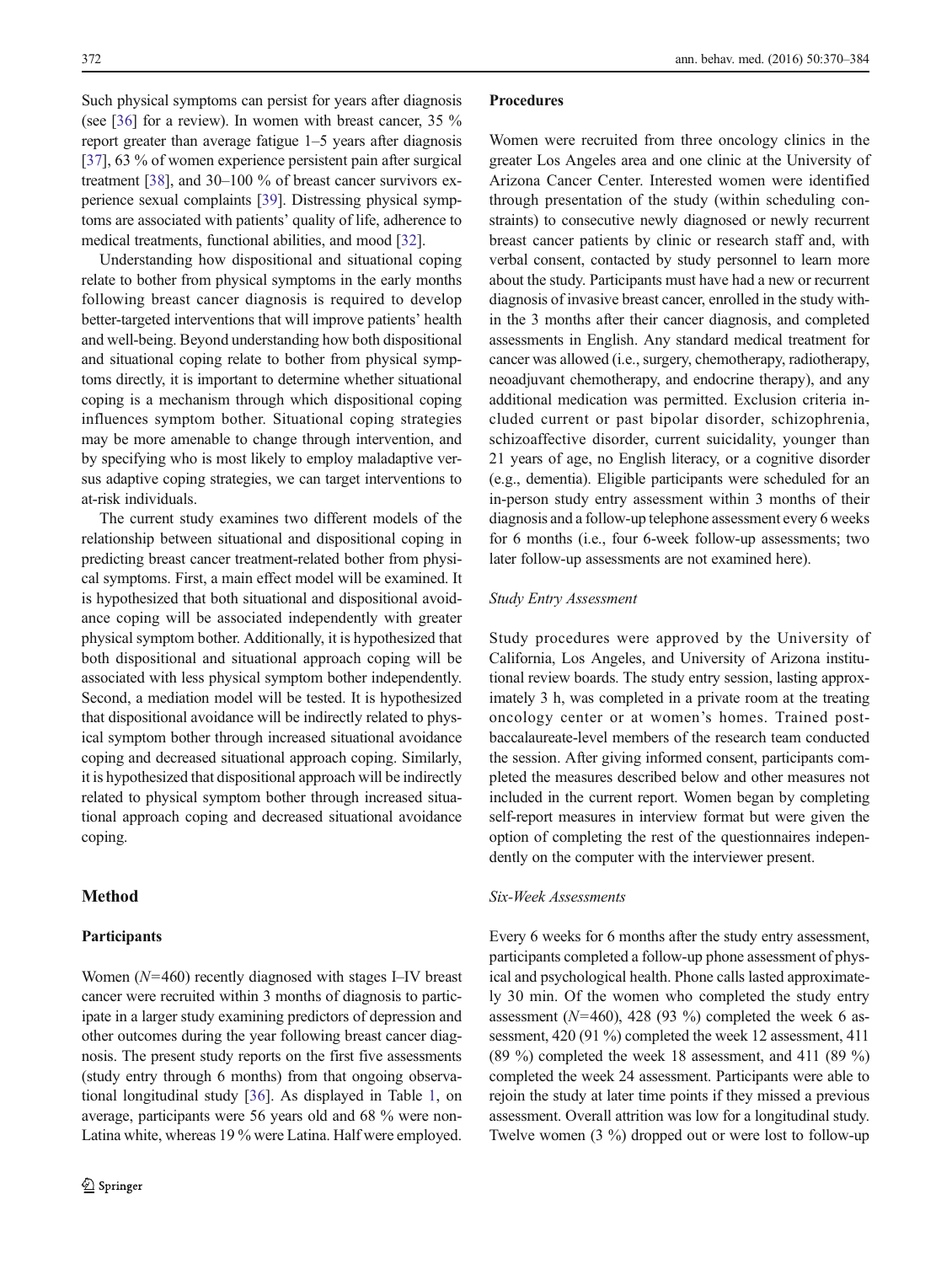Such physical symptoms can persist for years after diagnosis (see [36] for a review). In women with breast cancer, 35 % report greater than average fatigue 1–5 years after diagnosis [37], 63 % of women experience persistent pain after surgical treatment [38], and 30–100 % of breast cancer survivors experience sexual complaints [39]. Distressing physical symptoms are associated with patients' quality of life, adherence to medical treatments, functional abilities, and mood [32].

Understanding how dispositional and situational coping relate to bother from physical symptoms in the early months following breast cancer diagnosis is required to develop better-targeted interventions that will improve patients' health and well-being. Beyond understanding how both dispositional and situational coping relate to bother from physical symptoms directly, it is important to determine whether situational coping is a mechanism through which dispositional coping influences symptom bother. Situational coping strategies may be more amenable to change through intervention, and by specifying who is most likely to employ maladaptive versus adaptive coping strategies, we can target interventions to at-risk individuals.

The current study examines two different models of the relationship between situational and dispositional coping in predicting breast cancer treatment-related bother from physical symptoms. First, a main effect model will be examined. It is hypothesized that both situational and dispositional avoidance coping will be associated independently with greater physical symptom bother. Additionally, it is hypothesized that both dispositional and situational approach coping will be associated with less physical symptom bother independently. Second, a mediation model will be tested. It is hypothesized that dispositional avoidance will be indirectly related to physical symptom bother through increased situational avoidance coping and decreased situational approach coping. Similarly, it is hypothesized that dispositional approach will be indirectly related to physical symptom bother through increased situational approach coping and decreased situational avoidance coping.

## Method

### Participants

Women ($N$=460) recently diagnosed with stages I–IV breast cancer were recruited within 3 months of diagnosis to participate in a larger study examining predictors of depression and other outcomes during the year following breast cancer diagnosis. The present study reports on the first five assessments (study entry through 6 months) from that ongoing observational longitudinal study [36]. As displayed in Table 1, on average, participants were 56 years old and 68 % were non-Latina white, whereas 19 % were Latina. Half were employed.

### Procedures

Women were recruited from three oncology clinics in the greater Los Angeles area and one clinic at the University of Arizona Cancer Center. Interested women were identified through presentation of the study (within scheduling constraints) to consecutive newly diagnosed or newly recurrent breast cancer patients by clinic or research staff and, with verbal consent, contacted by study personnel to learn more about the study. Participants must have had a new or recurrent diagnosis of invasive breast cancer, enrolled in the study within the 3 months after their cancer diagnosis, and completed assessments in English. Any standard medical treatment for cancer was allowed (i.e., surgery, chemotherapy, radiotherapy, neoadjuvant chemotherapy, and endocrine therapy), and any additional medication was permitted. Exclusion criteria included current or past bipolar disorder, schizophrenia, schizoaffective disorder, current suicidality, younger than 21 years of age, no English literacy, or a cognitive disorder (e.g., dementia). Eligible participants were scheduled for an in-person study entry assessment within 3 months of their diagnosis and a follow-up telephone assessment every 6 weeks for 6 months (i.e., four 6-week follow-up assessments; two later follow-up assessments are not examined here).

#### *Study Entry Assessment*

Study procedures were approved by the University of California, Los Angeles, and University of Arizona institutional review boards. The study entry session, lasting approximately 3 h, was completed in a private room at the treating oncology center or at women's homes. Trained post-baccalaureate-level members of the research team conducted the session. After giving informed consent, participants completed the measures described below and other measures not included in the current report. Women began by completing self-report measures in interview format but were given the option of completing the rest of the questionnaires independently on the computer with the interviewer present.

#### *Six-Week Assessments*

Every 6 weeks for 6 months after the study entry assessment, participants completed a follow-up phone assessment of physical and psychological health. Phone calls lasted approximately 30 min. Of the women who completed the study entry assessment ($N$=460), 428 (93 %) completed the week 6 assessment, 420 (91 %) completed the week 12 assessment, 411 (89 %) completed the week 18 assessment, and 411 (89 %) completed the week 24 assessment. Participants were able to rejoin the study at later time points if they missed a previous assessment. Overall attrition was low for a longitudinal study. Twelve women (3 %) dropped out or were lost to follow-up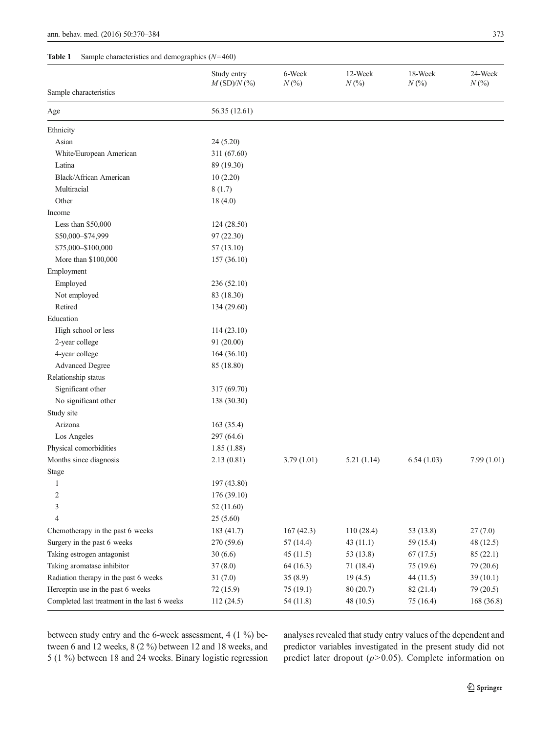**Table 1** Sample characteristics and demographics ($N$=460)

| Sample characteristics | Study entry $M$ (SD)/$N$ (%) | 6-Week $N$ (%) | 12-Week $N$ (%) | 18-Week $N$ (%) | 24-Week $N$ (%) |
|---|---|---|---|---|---|
| Age | 56.35 (12.61) | | | | |
| Ethnicity | | | | | |
| Asian | 24 (5.20) | | | | |
| White/European American | 311 (67.60) | | | | |
| Latina | 89 (19.30) | | | | |
| Black/African American | 10 (2.20) | | | | |
| Multiracial | 8 (1.7) | | | | |
| Other | 18 (4.0) | | | | |
| Income | | | | | |
| Less than $50,000 | 124 (28.50) | | | | |
| $50,000–$74,999 | 97 (22.30) | | | | |
| $75,000–$100,000 | 57 (13.10) | | | | |
| More than $100,000 | 157 (36.10) | | | | |
| Employment | | | | | |
| Employed | 236 (52.10) | | | | |
| Not employed | 83 (18.30) | | | | |
| Retired | 134 (29.60) | | | | |
| Education | | | | | |
| High school or less | 114 (23.10) | | | | |
| 2-year college | 91 (20.00) | | | | |
| 4-year college | 164 (36.10) | | | | |
| Advanced Degree | 85 (18.80) | | | | |
| Relationship status | | | | | |
| Significant other | 317 (69.70) | | | | |
| No significant other | 138 (30.30) | | | | |
| Study site | | | | | |
| Arizona | 163 (35.4) | | | | |
| Los Angeles | 297 (64.6) | | | | |
| Physical comorbidities | 1.85 (1.88) | | | | |
| Months since diagnosis | 2.13 (0.81) | 3.79 (1.01) | 5.21 (1.14) | 6.54 (1.03) | 7.99 (1.01) |
| Stage | | | | | |
| 1 | 197 (43.80) | | | | |
| 2 | 176 (39.10) | | | | |
| 3 | 52 (11.60) | | | | |
| 4 | 25 (5.60) | | | | |
| Chemotherapy in the past 6 weeks | 183 (41.7) | 167 (42.3) | 110 (28.4) | 53 (13.8) | 27 (7.0) |
| Surgery in the past 6 weeks | 270 (59.6) | 57 (14.4) | 43 (11.1) | 59 (15.4) | 48 (12.5) |
| Taking estrogen antagonist | 30 (6.6) | 45 (11.5) | 53 (13.8) | 67 (17.5) | 85 (22.1) |
| Taking aromatase inhibitor | 37 (8.0) | 64 (16.3) | 71 (18.4) | 75 (19.6) | 79 (20.6) |
| Radiation therapy in the past 6 weeks | 31 (7.0) | 35 (8.9) | 19 (4.5) | 44 (11.5) | 39 (10.1) |
| Herceptin use in the past 6 weeks | 72 (15.9) | 75 (19.1) | 80 (20.7) | 82 (21.4) | 79 (20.5) |
| Completed last treatment in the last 6 weeks | 112 (24.5) | 54 (11.8) | 48 (10.5) | 75 (16.4) | 168 (36.8) |

between study entry and the 6-week assessment, 4 (1 %) between 6 and 12 weeks, 8 (2 %) between 12 and 18 weeks, and 5 (1 %) between 18 and 24 weeks. Binary logistic regression analyses revealed that study entry values of the dependent and predictor variables investigated in the present study did not predict later dropout ($p$>0.05). Complete information on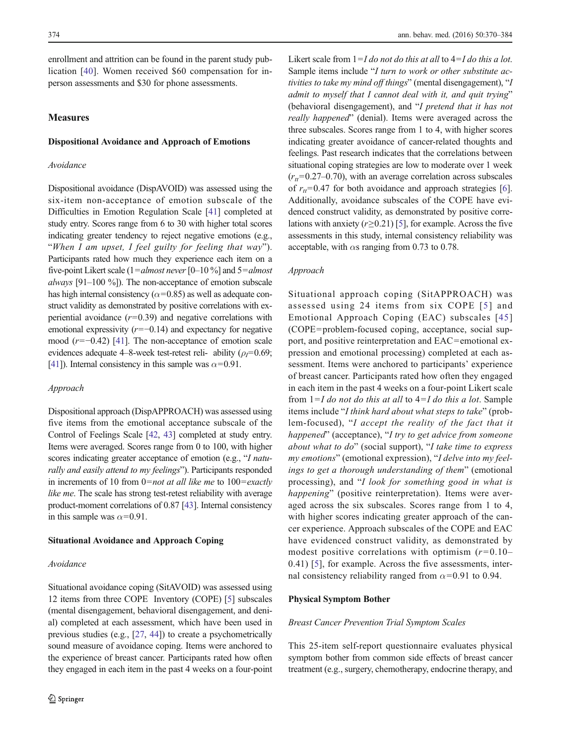enrollment and attrition can be found in the parent study publication [40]. Women received $60 compensation for in-person assessments and $30 for phone assessments.

## Measures

### Dispositional Avoidance and Approach of Emotions

#### *Avoidance*

Dispositional avoidance (DispAVOID) was assessed using the six-item non-acceptance of emotion subscale of the Difficulties in Emotion Regulation Scale [41] completed at study entry. Scores range from 6 to 30 with higher total scores indicating greater tendency to reject negative emotions (e.g., "*When I am upset, I feel guilty for feeling that way*"). Participants rated how much they experience each item on a five-point Likert scale (1=*almost never* [0–10 %] and 5=*almost always* [91–100 %]). The non-acceptance of emotion subscale has high internal consistency ($\alpha$=0.85) as well as adequate construct validity as demonstrated by positive correlations with experiential avoidance ($r$=0.39) and negative correlations with emotional expressivity ($r$=−0.14) and expectancy for negative mood ($r$=−0.42) [41]. The non-acceptance of emotion scale evidences adequate 4–8-week test-retest reli- ability ($\rho_I$=0.69; [41]). Internal consistency in this sample was $\alpha$=0.91.

#### *Approach*

Dispositional approach (DispAPPROACH) was assessed using five items from the emotional acceptance subscale of the Control of Feelings Scale [42, 43] completed at study entry. Items were averaged. Scores range from 0 to 100, with higher scores indicating greater acceptance of emotion (e.g., "*I naturally and easily attend to my feelings*"). Participants responded in increments of 10 from 0=*not at all like me* to 100=*exactly like me*. The scale has strong test-retest reliability with average product-moment correlations of 0.87 [43]. Internal consistency in this sample was $\alpha$=0.91.

### Situational Avoidance and Approach Coping

#### *Avoidance*

Situational avoidance coping (SitAVOID) was assessed using 12 items from three COPE Inventory (COPE) [5] subscales (mental disengagement, behavioral disengagement, and denial) completed at each assessment, which have been used in previous studies (e.g., [27, 44]) to create a psychometrically sound measure of avoidance coping. Items were anchored to the experience of breast cancer. Participants rated how often they engaged in each item in the past 4 weeks on a four-point Likert scale from 1=*I do not do this at all* to 4=*I do this a lot*. Sample items include "*I turn to work or other substitute activities to take my mind off things*" (mental disengagement), "*I admit to myself that I cannot deal with it, and quit trying*" (behavioral disengagement), and "*I pretend that it has not really happened*" (denial). Items were averaged across the three subscales. Scores range from 1 to 4, with higher scores indicating greater avoidance of cancer-related thoughts and feelings. Past research indicates that the correlations between situational coping strategies are low to moderate over 1 week ($r_{tt}$=0.27–0.70), with an average correlation across subscales of $r_{tt}$=0.47 for both avoidance and approach strategies [6]. Additionally, avoidance subscales of the COPE have evidenced construct validity, as demonstrated by positive correlations with anxiety ($r \geq 0.21$) [5], for example. Across the five assessments in this study, internal consistency reliability was acceptable, with $\alpha$s ranging from 0.73 to 0.78.

#### *Approach*

Situational approach coping (SitAPPROACH) was assessed using 24 items from six COPE [5] and Emotional Approach Coping (EAC) subscales [45] (COPE=problem-focused coping, acceptance, social support, and positive reinterpretation and EAC=emotional expression and emotional processing) completed at each assessment. Items were anchored to participants' experience of breast cancer. Participants rated how often they engaged in each item in the past 4 weeks on a four-point Likert scale from 1=*I do not do this at all* to 4=*I do this a lot*. Sample items include "*I think hard about what steps to take*" (problem-focused), "*I accept the reality of the fact that it happened*" (acceptance), "*I try to get advice from someone about what to do*" (social support), "*I take time to express my emotions*" (emotional expression), "*I delve into my feelings to get a thorough understanding of them*" (emotional processing), and "*I look for something good in what is happening*" (positive reinterpretation). Items were averaged across the six subscales. Scores range from 1 to 4, with higher scores indicating greater approach of the cancer experience. Approach subscales of the COPE and EAC have evidenced construct validity, as demonstrated by modest positive correlations with optimism ($r$=0.10–0.41) [5], for example. Across the five assessments, internal consistency reliability ranged from $\alpha$=0.91 to 0.94.

### Physical Symptom Bother

#### *Breast Cancer Prevention Trial Symptom Scales*

This 25-item self-report questionnaire evaluates physical symptom bother from common side effects of breast cancer treatment (e.g., surgery, chemotherapy, endocrine therapy, and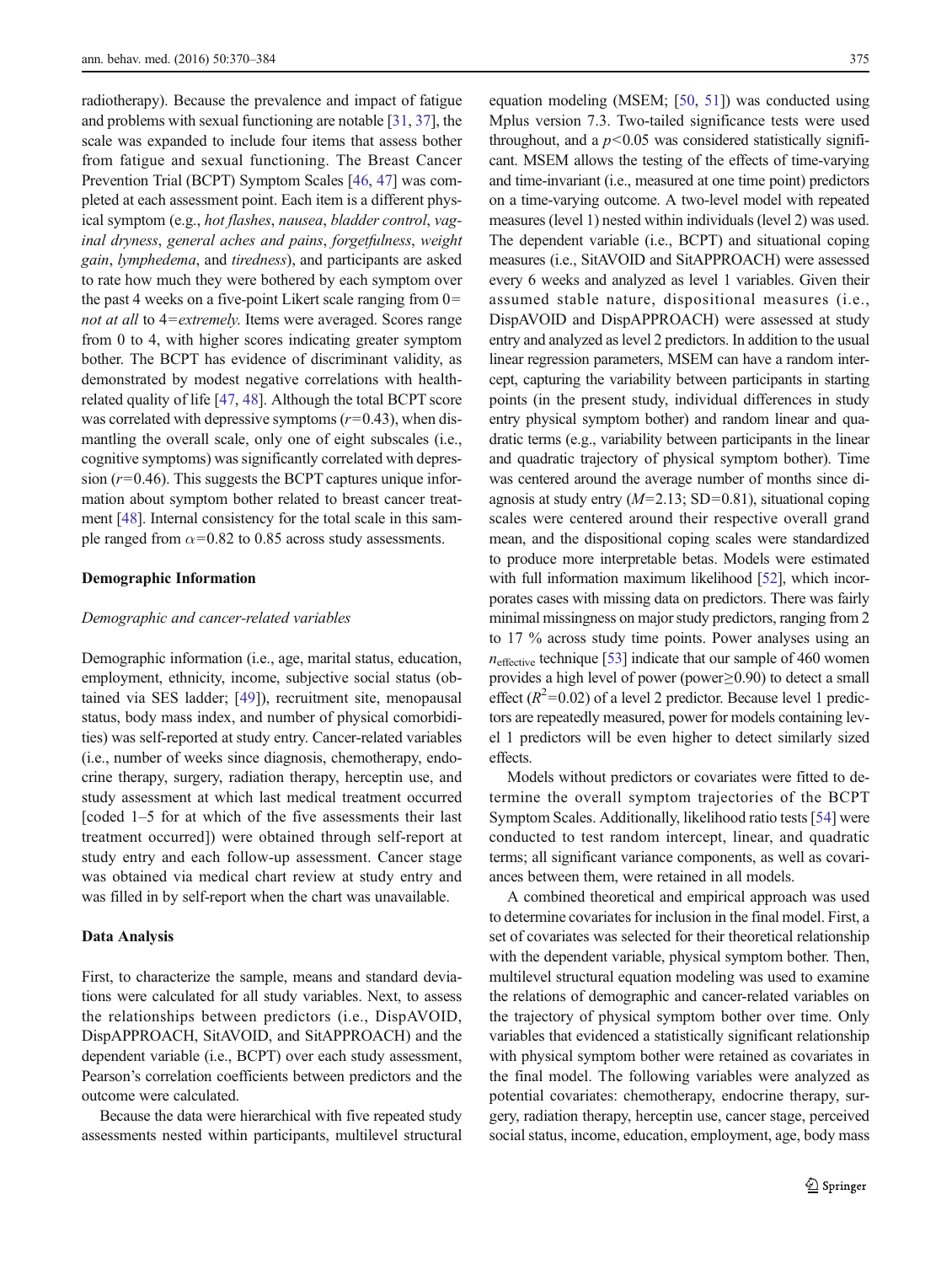radiotherapy). Because the prevalence and impact of fatigue and problems with sexual functioning are notable [31, 37], the scale was expanded to include four items that assess bother from fatigue and sexual functioning. The Breast Cancer Prevention Trial (BCPT) Symptom Scales [46, 47] was completed at each assessment point. Each item is a different physical symptom (e.g., *hot flashes*, *nausea*, *bladder control*, *vaginal dryness*, *general aches and pains*, *forgetfulness*, *weight gain*, *lymphedema*, and *tiredness*), and participants are asked to rate how much they were bothered by each symptom over the past 4 weeks on a five-point Likert scale ranging from 0=*not at all* to 4=*extremely*. Items were averaged. Scores range from 0 to 4, with higher scores indicating greater symptom bother. The BCPT has evidence of discriminant validity, as demonstrated by modest negative correlations with health-related quality of life [47, 48]. Although the total BCPT score was correlated with depressive symptoms ($r$=0.43), when dismantling the overall scale, only one of eight subscales (i.e., cognitive symptoms) was significantly correlated with depression ($r$=0.46). This suggests the BCPT captures unique information about symptom bother related to breast cancer treatment [48]. Internal consistency for the total scale in this sample ranged from $\alpha$=0.82 to 0.85 across study assessments.

### Demographic Information

#### *Demographic and cancer-related variables*

Demographic information (i.e., age, marital status, education, employment, ethnicity, income, subjective social status (obtained via SES ladder; [49]), recruitment site, menopausal status, body mass index, and number of physical comorbidities) was self-reported at study entry. Cancer-related variables (i.e., number of weeks since diagnosis, chemotherapy, endocrine therapy, surgery, radiation therapy, herceptin use, and study assessment at which last medical treatment occurred [coded 1–5 for at which of the five assessments their last treatment occurred]) were obtained through self-report at study entry and each follow-up assessment. Cancer stage was obtained via medical chart review at study entry and was filled in by self-report when the chart was unavailable.

### Data Analysis

First, to characterize the sample, means and standard deviations were calculated for all study variables. Next, to assess the relationships between predictors (i.e., DispAVOID, DispAPPROACH, SitAVOID, and SitAPPROACH) and the dependent variable (i.e., BCPT) over each study assessment, Pearson's correlation coefficients between predictors and the outcome were calculated.

Because the data were hierarchical with five repeated study assessments nested within participants, multilevel structural equation modeling (MSEM; [50, 51]) was conducted using Mplus version 7.3. Two-tailed significance tests were used throughout, and a $p$<0.05 was considered statistically significant. MSEM allows the testing of the effects of time-varying and time-invariant (i.e., measured at one time point) predictors on a time-varying outcome. A two-level model with repeated measures (level 1) nested within individuals (level 2) was used. The dependent variable (i.e., BCPT) and situational coping measures (i.e., SitAVOID and SitAPPROACH) were assessed every 6 weeks and analyzed as level 1 variables. Given their assumed stable nature, dispositional measures (i.e., DispAVOID and DispAPPROACH) were assessed at study entry and analyzed as level 2 predictors. In addition to the usual linear regression parameters, MSEM can have a random intercept, capturing the variability between participants in starting points (in the present study, individual differences in study entry physical symptom bother) and random linear and quadratic terms (e.g., variability between participants in the linear and quadratic trajectory of physical symptom bother). Time was centered around the average number of months since diagnosis at study entry ($M$=2.13; SD=0.81), situational coping scales were centered around their respective overall grand mean, and the dispositional coping scales were standardized to produce more interpretable betas. Models were estimated with full information maximum likelihood [52], which incorporates cases with missing data on predictors. There was fairly minimal missingness on major study predictors, ranging from 2 to 17 % across study time points. Power analyses using an $n_{\text{effective}}$ technique [53] indicate that our sample of 460 women provides a high level of power (power≥0.90) to detect a small effect ($R^2$=0.02) of a level 2 predictor. Because level 1 predictors are repeatedly measured, power for models containing level 1 predictors will be even higher to detect similarly sized effects.

Models without predictors or covariates were fitted to determine the overall symptom trajectories of the BCPT Symptom Scales. Additionally, likelihood ratio tests [54] were conducted to test random intercept, linear, and quadratic terms; all significant variance components, as well as covariances between them, were retained in all models.

A combined theoretical and empirical approach was used to determine covariates for inclusion in the final model. First, a set of covariates was selected for their theoretical relationship with the dependent variable, physical symptom bother. Then, multilevel structural equation modeling was used to examine the relations of demographic and cancer-related variables on the trajectory of physical symptom bother over time. Only variables that evidenced a statistically significant relationship with physical symptom bother were retained as covariates in the final model. The following variables were analyzed as potential covariates: chemotherapy, endocrine therapy, surgery, radiation therapy, herceptin use, cancer stage, perceived social status, income, education, employment, age, body mass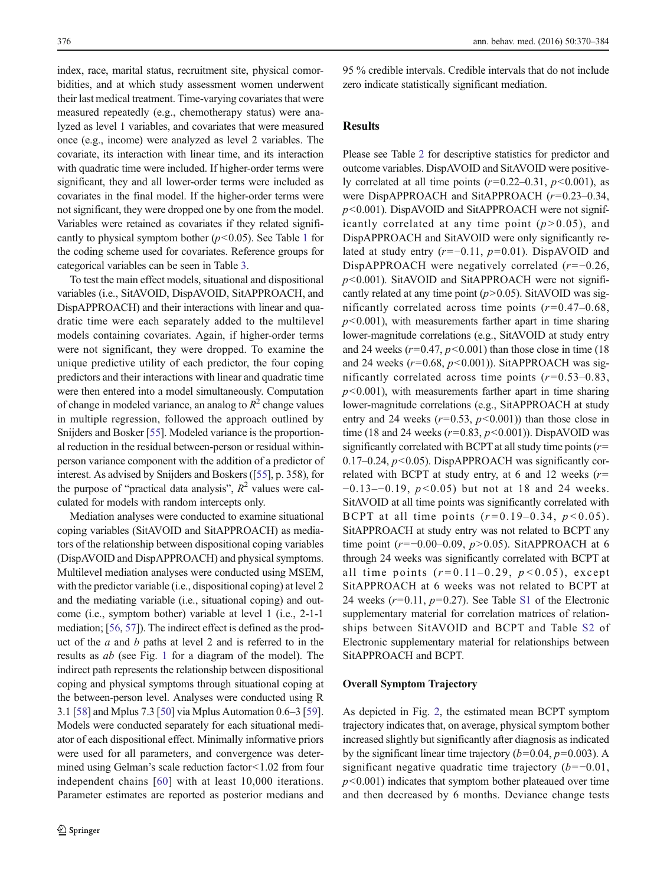index, race, marital status, recruitment site, physical comorbidities, and at which study assessment women underwent their last medical treatment. Time-varying covariates that were measured repeatedly (e.g., chemotherapy status) were analyzed as level 1 variables, and covariates that were measured once (e.g., income) were analyzed as level 2 variables. The covariate, its interaction with linear time, and its interaction with quadratic time were included. If higher-order terms were significant, they and all lower-order terms were included as covariates in the final model. If the higher-order terms were not significant, they were dropped one by one from the model. Variables were retained as covariates if they related significantly to physical symptom bother ($p<0.05$). See Table 1 for the coding scheme used for covariates. Reference groups for categorical variables can be seen in Table 3.

To test the main effect models, situational and dispositional variables (i.e., SitAVOID, DispAVOID, SitAPPROACH, and DispAPPROACH) and their interactions with linear and quadratic time were each separately added to the multilevel models containing covariates. Again, if higher-order terms were not significant, they were dropped. To examine the unique predictive utility of each predictor, the four coping predictors and their interactions with linear and quadratic time were then entered into a model simultaneously. Computation of change in modeled variance, an analog to $R^2$ change values in multiple regression, followed the approach outlined by Snijders and Bosker [55]. Modeled variance is the proportional reduction in the residual between-person or residual within-person variance component with the addition of a predictor of interest. As advised by Snijders and Boskers ([55], p. 358), for the purpose of "practical data analysis", $R^2$ values were calculated for models with random intercepts only.

Mediation analyses were conducted to examine situational coping variables (SitAVOID and SitAPPROACH) as mediators of the relationship between dispositional coping variables (DispAVOID and DispAPPROACH) and physical symptoms. Multilevel mediation analyses were conducted using MSEM, with the predictor variable (i.e., dispositional coping) at level 2 and the mediating variable (i.e., situational coping) and outcome (i.e., symptom bother) variable at level 1 (i.e., 2-1-1 mediation; [56, 57]). The indirect effect is defined as the product of the *a* and *b* paths at level 2 and is referred to in the results as *ab* (see Fig. 1 for a diagram of the model). The indirect path represents the relationship between dispositional coping and physical symptoms through situational coping at the between-person level. Analyses were conducted using R 3.1 [58] and Mplus 7.3 [50] via Mplus Automation 0.6–3 [59]. Models were conducted separately for each situational mediator of each dispositional effect. Minimally informative priors were used for all parameters, and convergence was determined using Gelman's scale reduction factor<1.02 from four independent chains [60] with at least 10,000 iterations. Parameter estimates are reported as posterior medians and 95 % credible intervals. Credible intervals that do not include zero indicate statistically significant mediation.

## Results

Please see Table 2 for descriptive statistics for predictor and outcome variables. DispAVOID and SitAVOID were positively correlated at all time points ($r=0.22$–$0.31$, $p<0.001$), as were DispAPPROACH and SitAPPROACH ($r=0.23$–$0.34$, $p<0.001$). DispAVOID and SitAPPROACH were not significantly correlated at any time point ($p>0.05$), and DispAPPROACH and SitAVOID were only significantly related at study entry ($r=-0.11$, $p=0.01$). DispAVOID and DispAPPROACH were negatively correlated ($r=-0.26$, $p<0.001$). SitAVOID and SitAPPROACH were not significantly related at any time point ($p>0.05$). SitAVOID was significantly correlated across time points ($r=0.47$–$0.68$, $p<0.001$), with measurements farther apart in time sharing lower-magnitude correlations (e.g., SitAVOID at study entry and 24 weeks ($r=0.47$, $p<0.001$) than those close in time (18 and 24 weeks ($r=0.68$, $p<0.001$)). SitAPPROACH was significantly correlated across time points ($r=0.53$–$0.83$, $p<0.001$), with measurements farther apart in time sharing lower-magnitude correlations (e.g., SitAPPROACH at study entry and 24 weeks ($r=0.53$, $p<0.001$)) than those close in time (18 and 24 weeks ($r=0.83$, $p<0.001$)). DispAVOID was significantly correlated with BCPT at all study time points ($r=0.17$–$0.24$, $p<0.05$). DispAPPROACH was significantly correlated with BCPT at study entry, at 6 and 12 weeks ($r=-0.13$–$-0.19$, $p<0.05$) but not at 18 and 24 weeks. SitAVOID at all time points was significantly correlated with BCPT at all time points ($r=0.19$–$0.34$, $p<0.05$). SitAPPROACH at study entry was not related to BCPT any time point ($r=-0.00$–$0.09$, $p>0.05$). SitAPPROACH at 6 through 24 weeks was significantly correlated with BCPT at all time points ($r=0.11$–$0.29$, $p<0.05$), except SitAPPROACH at 6 weeks was not related to BCPT at 24 weeks ($r=0.11$, $p=0.27$). See Table S1 of the Electronic supplementary material for correlation matrices of relationships between SitAVOID and BCPT and Table S2 of Electronic supplementary material for relationships between SitAPPROACH and BCPT.

### Overall Symptom Trajectory

As depicted in Fig. 2, the estimated mean BCPT symptom trajectory indicates that, on average, physical symptom bother increased slightly but significantly after diagnosis as indicated by the significant linear time trajectory ($b=0.04$, $p=0.003$). A significant negative quadratic time trajectory ($b=-0.01$, $p<0.001$) indicates that symptom bother plateaued over time and then decreased by 6 months. Deviance change tests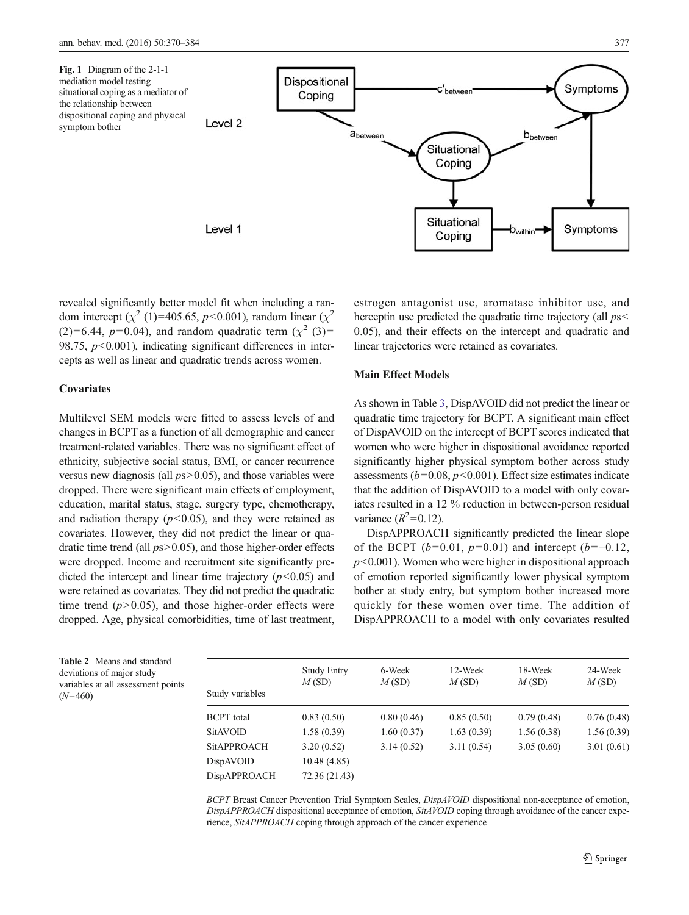**Fig. 1** Diagram of the 2-1-1 mediation model testing situational coping as a mediator of the relationship between dispositional coping and physical symptom bother

revealed significantly better model fit when including a random intercept ($\chi^2$ (1)=405.65, $p$<0.001), random linear ($\chi^2$ (2)=6.44, $p$=0.04), and random quadratic term ($\chi^2$ (3)= 98.75, $p$<0.001), indicating significant differences in intercepts as well as linear and quadratic trends across women.

### Covariates

Multilevel SEM models were fitted to assess levels of and changes in BCPT as a function of all demographic and cancer treatment-related variables. There was no significant effect of ethnicity, subjective social status, BMI, or cancer recurrence versus new diagnosis (all $p$s>0.05), and those variables were dropped. There were significant main effects of employment, education, marital status, stage, surgery type, chemotherapy, and radiation therapy ($p$<0.05), and they were retained as covariates. However, they did not predict the linear or quadratic time trend (all $p$s>0.05), and those higher-order effects were dropped. Income and recruitment site significantly predicted the intercept and linear time trajectory ($p$<0.05) and were retained as covariates. They did not predict the quadratic time trend ($p$>0.05), and those higher-order effects were dropped. Age, physical comorbidities, time of last treatment, estrogen antagonist use, aromatase inhibitor use, and herceptin use predicted the quadratic time trajectory (all $p$s< 0.05), and their effects on the intercept and quadratic and linear trajectories were retained as covariates.

### Main Effect Models

As shown in Table 3, DispAVOID did not predict the linear or quadratic time trajectory for BCPT. A significant main effect of DispAVOID on the intercept of BCPT scores indicated that women who were higher in dispositional avoidance reported significantly higher physical symptom bother across study assessments ($b$=0.08, $p$<0.001). Effect size estimates indicate that the addition of DispAVOID to a model with only covariates resulted in a 12 % reduction in between-person residual variance ($R^2$=0.12).

DispAPPROACH significantly predicted the linear slope of the BCPT ($b$=0.01, $p$=0.01) and intercept ($b$=−0.12, $p$<0.001). Women who were higher in dispositional approach of emotion reported significantly lower physical symptom bother at study entry, but symptom bother increased more quickly for these women over time. The addition of DispAPPROACH to a model with only covariates resulted

**Table 2** Means and standard deviations of major study variables at all assessment points ($N$=460)

| Study variables | Study Entry $M$ (SD) | 6-Week $M$ (SD) | 12-Week $M$ (SD) | 18-Week $M$ (SD) | 24-Week $M$ (SD) |
|---|---|---|---|---|---|
| BCPT total | 0.83 (0.50) | 0.80 (0.46) | 0.85 (0.50) | 0.79 (0.48) | 0.76 (0.48) |
| SitAVOID | 1.58 (0.39) | 1.60 (0.37) | 1.63 (0.39) | 1.56 (0.38) | 1.56 (0.39) |
| SitAPPROACH | 3.20 (0.52) | 3.14 (0.52) | 3.11 (0.54) | 3.05 (0.60) | 3.01 (0.61) |
| DispAVOID | 10.48 (4.85) | | | | |
| DispAPPROACH | 72.36 (21.43) | | | | |

*BCPT* Breast Cancer Prevention Trial Symptom Scales, *DispAVOID* dispositional non-acceptance of emotion, *DispAPPROACH* dispositional acceptance of emotion, *SitAVOID* coping through avoidance of the cancer experience, *SitAPPROACH* coping through approach of the cancer experience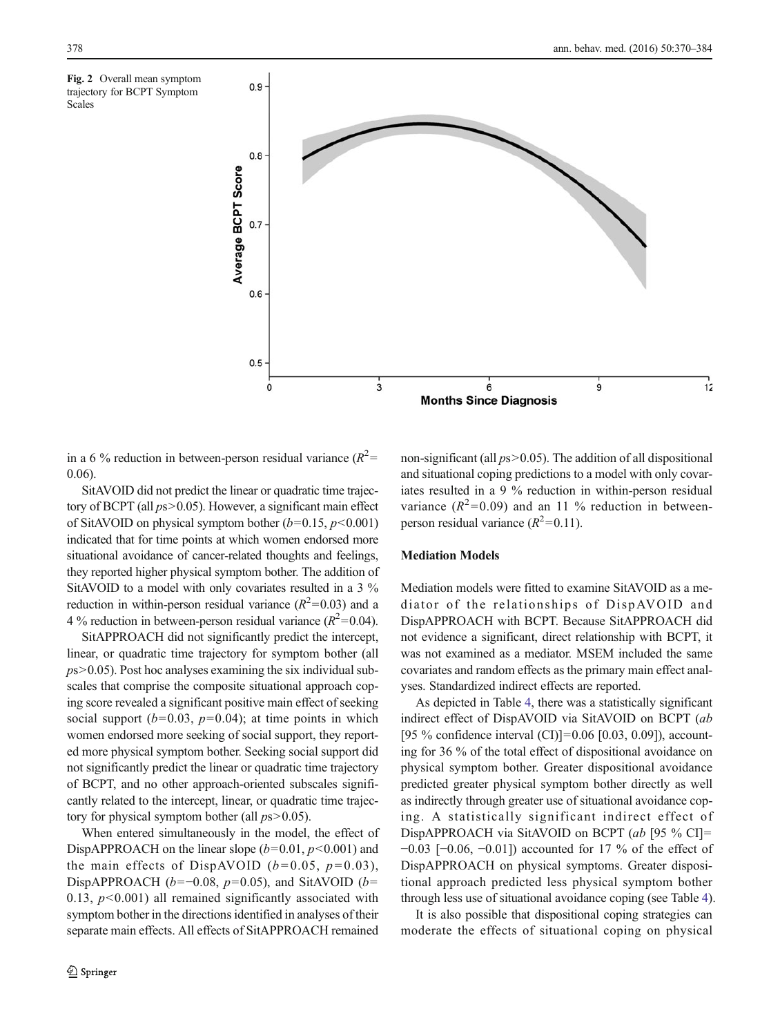Fig. 2 Overall mean symptom trajectory for BCPT Symptom Scales

in a 6 % reduction in between-person residual variance ($R^2$= 0.06).

SitAVOID did not predict the linear or quadratic time trajectory of BCPT (all *p*s>0.05). However, a significant main effect of SitAVOID on physical symptom bother ($b$=0.15, $p$<0.001) indicated that for time points at which women endorsed more situational avoidance of cancer-related thoughts and feelings, they reported higher physical symptom bother. The addition of SitAVOID to a model with only covariates resulted in a 3 % reduction in within-person residual variance ($R^2$=0.03) and a 4 % reduction in between-person residual variance ($R^2$=0.04).

SitAPPROACH did not significantly predict the intercept, linear, or quadratic time trajectory for symptom bother (all *p*s>0.05). Post hoc analyses examining the six individual subscales that comprise the composite situational approach coping score revealed a significant positive main effect of seeking social support ($b$=0.03, $p$=0.04); at time points in which women endorsed more seeking of social support, they reported more physical symptom bother. Seeking social support did not significantly predict the linear or quadratic time trajectory of BCPT, and no other approach-oriented subscales significantly related to the intercept, linear, or quadratic time trajectory for physical symptom bother (all *p*s>0.05).

When entered simultaneously in the model, the effect of DispAPPROACH on the linear slope ($b$=0.01, $p$<0.001) and the main effects of DispAVOID ($b$=0.05, $p$=0.03), DispAPPROACH ($b$=−0.08, $p$=0.05), and SitAVOID ($b$= 0.13, $p$<0.001) all remained significantly associated with symptom bother in the directions identified in analyses of their separate main effects. All effects of SitAPPROACH remained non-significant (all *p*s>0.05). The addition of all dispositional and situational coping predictions to a model with only covariates resulted in a 9 % reduction in within-person residual variance ($R^2$=0.09) and an 11 % reduction in between-person residual variance ($R^2$=0.11).

### Mediation Models

Mediation models were fitted to examine SitAVOID as a mediator of the relationships of DispAVOID and DispAPPROACH with BCPT. Because SitAPPROACH did not evidence a significant, direct relationship with BCPT, it was not examined as a mediator. MSEM included the same covariates and random effects as the primary main effect analyses. Standardized indirect effects are reported.

As depicted in Table 4, there was a statistically significant indirect effect of DispAVOID via SitAVOID on BCPT (*ab* [95 % confidence interval (CI)]=0.06 [0.03, 0.09]), accounting for 36 % of the total effect of dispositional avoidance on physical symptom bother. Greater dispositional avoidance predicted greater physical symptom bother directly as well as indirectly through greater use of situational avoidance coping. A statistically significant indirect effect of DispAPPROACH via SitAVOID on BCPT (*ab* [95 % CI]= −0.03 [−0.06, −0.01]) accounted for 17 % of the effect of DispAPPROACH on physical symptoms. Greater dispositional approach predicted less physical symptom bother through less use of situational avoidance coping (see Table 4).

It is also possible that dispositional coping strategies can moderate the effects of situational coping on physical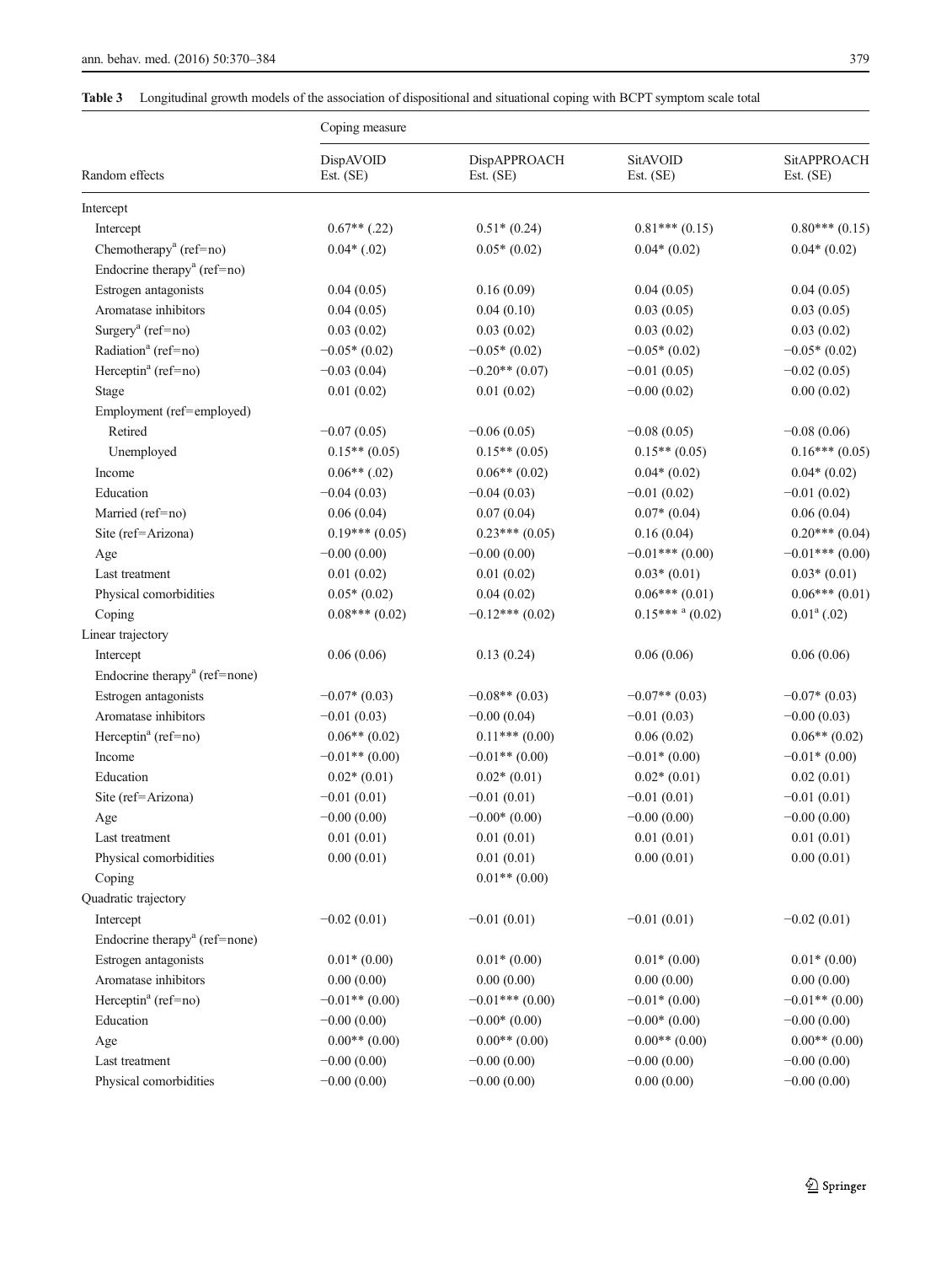**Table 3** Longitudinal growth models of the association of dispositional and situational coping with BCPT symptom scale total

| Random effects | Coping measure | | | |
|---|---|---|---|---|
| | DispAVOID Est. (SE) | DispAPPROACH Est. (SE) | SitAVOID Est. (SE) | SitAPPROACH Est. (SE) |
| Intercept | | | | |
| Intercept | 0.67** (.22) | 0.51* (0.24) | 0.81*** (0.15) | 0.80*** (0.15) |
| Chemotherapy[a] (ref=no) | 0.04* (.02) | 0.05* (0.02) | 0.04* (0.02) | 0.04* (0.02) |
| Endocrine therapy[a] (ref=no) | | | | |
| Estrogen antagonists | 0.04 (0.05) | 0.16 (0.09) | 0.04 (0.05) | 0.04 (0.05) |
| Aromatase inhibitors | 0.04 (0.05) | 0.04 (0.10) | 0.03 (0.05) | 0.03 (0.05) |
| Surgery[a] (ref=no) | 0.03 (0.02) | 0.03 (0.02) | 0.03 (0.02) | 0.03 (0.02) |
| Radiation[a] (ref=no) | −0.05* (0.02) | −0.05* (0.02) | −0.05* (0.02) | −0.05* (0.02) |
| Herceptin[a] (ref=no) | −0.03 (0.04) | −0.20** (0.07) | −0.01 (0.05) | −0.02 (0.05) |
| Stage | 0.01 (0.02) | 0.01 (0.02) | −0.00 (0.02) | 0.00 (0.02) |
| Employment (ref=employed) | | | | |
| Retired | −0.07 (0.05) | −0.06 (0.05) | −0.08 (0.05) | −0.08 (0.06) |
| Unemployed | 0.15** (0.05) | 0.15** (0.05) | 0.15** (0.05) | 0.16*** (0.05) |
| Income | 0.06** (.02) | 0.06** (0.02) | 0.04* (0.02) | 0.04* (0.02) |
| Education | −0.04 (0.03) | −0.04 (0.03) | −0.01 (0.02) | −0.01 (0.02) |
| Married (ref=no) | 0.06 (0.04) | 0.07 (0.04) | 0.07* (0.04) | 0.06 (0.04) |
| Site (ref=Arizona) | 0.19*** (0.05) | 0.23*** (0.05) | 0.16 (0.04) | 0.20*** (0.04) |
| Age | −0.00 (0.00) | −0.00 (0.00) | −0.01*** (0.00) | −0.01*** (0.00) |
| Last treatment | 0.01 (0.02) | 0.01 (0.02) | 0.03* (0.01) | 0.03* (0.01) |
| Physical comorbidities | 0.05* (0.02) | 0.04 (0.02) | 0.06*** (0.01) | 0.06*** (0.01) |
| Coping | 0.08*** (0.02) | −0.12*** (0.02) | 0.15*** [a] (0.02) | 0.01[a] (.02) |
| Linear trajectory | | | | |
| Intercept | 0.06 (0.06) | 0.13 (0.24) | 0.06 (0.06) | 0.06 (0.06) |
| Endocrine therapy[a] (ref=none) | | | | |
| Estrogen antagonists | −0.07* (0.03) | −0.08** (0.03) | −0.07** (0.03) | −0.07* (0.03) |
| Aromatase inhibitors | −0.01 (0.03) | −0.00 (0.04) | −0.01 (0.03) | −0.00 (0.03) |
| Herceptin[a] (ref=no) | 0.06** (0.02) | 0.11*** (0.00) | 0.06 (0.02) | 0.06** (0.02) |
| Income | −0.01** (0.00) | −0.01** (0.00) | −0.01* (0.00) | −0.01* (0.00) |
| Education | 0.02* (0.01) | 0.02* (0.01) | 0.02* (0.01) | 0.02 (0.01) |
| Site (ref=Arizona) | −0.01 (0.01) | −0.01 (0.01) | −0.01 (0.01) | −0.01 (0.01) |
| Age | −0.00 (0.00) | −0.00* (0.00) | −0.00 (0.00) | −0.00 (0.00) |
| Last treatment | 0.01 (0.01) | 0.01 (0.01) | 0.01 (0.01) | 0.01 (0.01) |
| Physical comorbidities | 0.00 (0.01) | 0.01 (0.01) | 0.00 (0.01) | 0.00 (0.01) |
| Coping | | 0.01** (0.00) | | |
| Quadratic trajectory | | | | |
| Intercept | −0.02 (0.01) | −0.01 (0.01) | −0.01 (0.01) | −0.02 (0.01) |
| Endocrine therapy[a] (ref=none) | | | | |
| Estrogen antagonists | 0.01* (0.00) | 0.01* (0.00) | 0.01* (0.00) | 0.01* (0.00) |
| Aromatase inhibitors | 0.00 (0.00) | 0.00 (0.00) | 0.00 (0.00) | 0.00 (0.00) |
| Herceptin[a] (ref=no) | −0.01** (0.00) | −0.01*** (0.00) | −0.01* (0.00) | −0.01** (0.00) |
| Education | −0.00 (0.00) | −0.00* (0.00) | −0.00* (0.00) | −0.00 (0.00) |
| Age | 0.00** (0.00) | 0.00** (0.00) | 0.00** (0.00) | 0.00** (0.00) |
| Last treatment | −0.00 (0.00) | −0.00 (0.00) | −0.00 (0.00) | −0.00 (0.00) |
| Physical comorbidities | −0.00 (0.00) | −0.00 (0.00) | 0.00 (0.00) | −0.00 (0.00) |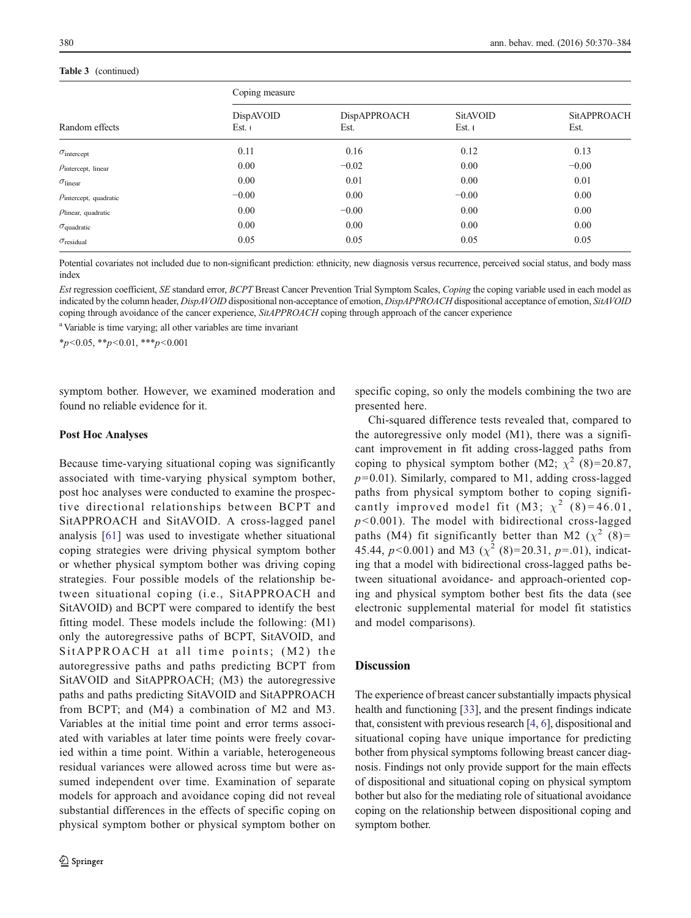**Table 3** (continued)

| Random effects | Coping measure | | | |
|---|---|---|---|---|
| | DispAVOID Est. ( | DispAPPROACH Est. | SitAVOID Est. ( | SitAPPROACH Est. |
| $\sigma_{\text{intercept}}$ | 0.11 | 0.16 | 0.12 | 0.13 |
| $\rho_{\text{intercept, linear}}$ | 0.00 | −0.02 | 0.00 | −0.00 |
| $\sigma_{\text{linear}}$ | 0.00 | 0.01 | 0.00 | 0.01 |
| $\rho_{\text{intercept, quadratic}}$ | −0.00 | 0.00 | −0.00 | 0.00 |
| $\rho_{\text{linear, quadratic}}$ | 0.00 | −0.00 | 0.00 | 0.00 |
| $\sigma_{\text{quadratic}}$ | 0.00 | 0.00 | 0.00 | 0.00 |
| $\sigma_{\text{residual}}$ | 0.05 | 0.05 | 0.05 | 0.05 |

Potential covariates not included due to non-significant prediction: ethnicity, new diagnosis versus recurrence, perceived social status, and body mass index

*Est* regression coefficient, *SE* standard error, *BCPT* Breast Cancer Prevention Trial Symptom Scales, *Coping* the coping variable used in each model as indicated by the column header, *DispAVOID* dispositional non-acceptance of emotion, *DispAPPROACH* dispositional acceptance of emotion, *SitAVOID* coping through avoidance of the cancer experience, *SitAPPROACH* coping through approach of the cancer experience

[a] Variable is time varying; all other variables are time invariant

*$p$<0.05, **$p$<0.01, ***$p$<0.001

symptom bother. However, we examined moderation and found no reliable evidence for it.

### Post Hoc Analyses

Because time-varying situational coping was significantly associated with time-varying physical symptom bother, post hoc analyses were conducted to examine the prospective directional relationships between BCPT and SitAPPROACH and SitAVOID. A cross-lagged panel analysis [61] was used to investigate whether situational coping strategies were driving physical symptom bother or whether physical symptom bother was driving coping strategies. Four possible models of the relationship between situational coping (i.e., SitAPPROACH and SitAVOID) and BCPT were compared to identify the best fitting model. These models include the following: (M1) only the autoregressive paths of BCPT, SitAVOID, and SitAPPROACH at all time points; (M2) the autoregressive paths and paths predicting BCPT from SitAVOID and SitAPPROACH; (M3) the autoregressive paths and paths predicting SitAVOID and SitAPPROACH from BCPT; and (M4) a combination of M2 and M3. Variables at the initial time point and error terms associated with variables at later time points were freely covaried within a time point. Within a variable, heterogeneous residual variances were allowed across time but were assumed independent over time. Examination of separate models for approach and avoidance coping did not reveal substantial differences in the effects of specific coping on physical symptom bother or physical symptom bother on specific coping, so only the models combining the two are presented here.

Chi-squared difference tests revealed that, compared to the autoregressive only model (M1), there was a significant improvement in fit adding cross-lagged paths from coping to physical symptom bother (M2; $\chi^2$ (8)=20.87, $p$=0.01). Similarly, compared to M1, adding cross-lagged paths from physical symptom bother to coping significantly improved model fit (M3; $\chi^2$ (8)=46.01, $p$<0.001). The model with bidirectional cross-lagged paths (M4) fit significantly better than M2 ($\chi^2$ (8)= 45.44, $p$<0.001) and M3 ($\chi^2$ (8)=20.31, $p$=.01), indicating that a model with bidirectional cross-lagged paths between situational avoidance- and approach-oriented coping and physical symptom bother best fits the data (see electronic supplemental material for model fit statistics and model comparisons).

## Discussion

The experience of breast cancer substantially impacts physical health and functioning [33], and the present findings indicate that, consistent with previous research [4, 6], dispositional and situational coping have unique importance for predicting bother from physical symptoms following breast cancer diagnosis. Findings not only provide support for the main effects of dispositional and situational coping on physical symptom bother but also for the mediating role of situational avoidance coping on the relationship between dispositional coping and symptom bother.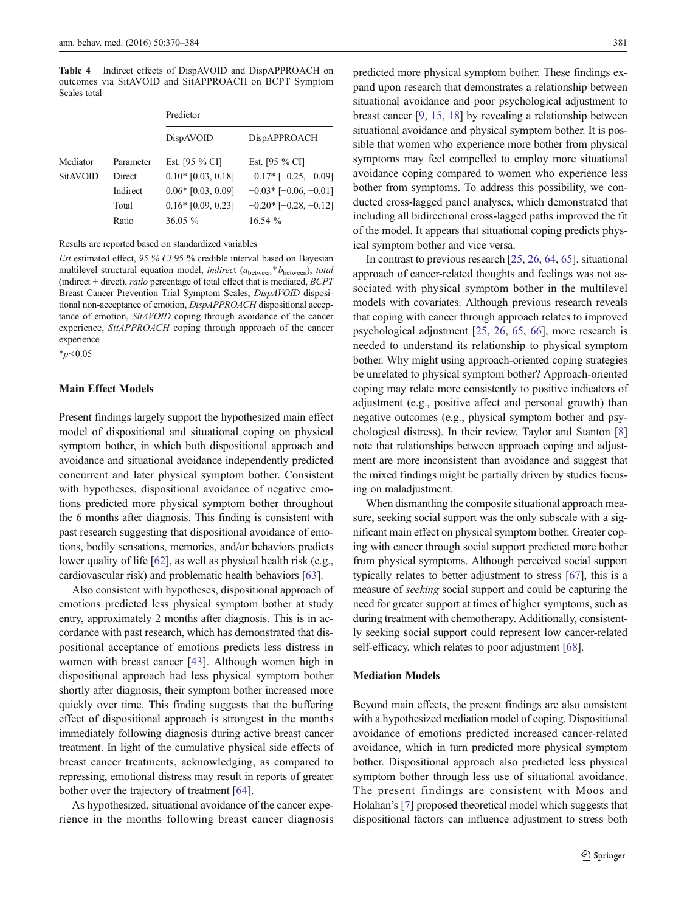**Table 4** Indirect effects of DispAVOID and DispAPPROACH on outcomes via SitAVOID and SitAPPROACH on BCPT Symptom Scales total

| | | Predictor | |
|---|---|---|---|
| | | DispAVOID | DispAPPROACH |
| Mediator | Parameter | Est. [95 % CI] | Est. [95 % CI] |
| SitAVOID | Direct | 0.10* [0.03, 0.18] | −0.17* [−0.25, −0.09] |
| | Indirect | 0.06* [0.03, 0.09] | −0.03* [−0.06, −0.01] |
| | Total | 0.16* [0.09, 0.23] | −0.20* [−0.28, −0.12] |
| | Ratio | 36.05 % | 16.54 % |

Results are reported based on standardized variables

*Est* estimated effect, *95 % CI* 95 % credible interval based on Bayesian multilevel structural equation model, *indirect* ($a_{between} * b_{between}$), *total* (indirect + direct), *ratio* percentage of total effect that is mediated, *BCPT* Breast Cancer Prevention Trial Symptom Scales, *DispAVOID* dispositional non-acceptance of emotion, *DispAPPROACH* dispositional acceptance of emotion, *SitAVOID* coping through avoidance of the cancer experience, *SitAPPROACH* coping through approach of the cancer experience

*$p<0.05$

### Main Effect Models

Present findings largely support the hypothesized main effect model of dispositional and situational coping on physical symptom bother, in which both dispositional approach and avoidance and situational avoidance independently predicted concurrent and later physical symptom bother. Consistent with hypotheses, dispositional avoidance of negative emotions predicted more physical symptom bother throughout the 6 months after diagnosis. This finding is consistent with past research suggesting that dispositional avoidance of emotions, bodily sensations, memories, and/or behaviors predicts lower quality of life [62], as well as physical health risk (e.g., cardiovascular risk) and problematic health behaviors [63].

Also consistent with hypotheses, dispositional approach of emotions predicted less physical symptom bother at study entry, approximately 2 months after diagnosis. This is in accordance with past research, which has demonstrated that dispositional acceptance of emotions predicts less distress in women with breast cancer [43]. Although women high in dispositional approach had less physical symptom bother shortly after diagnosis, their symptom bother increased more quickly over time. This finding suggests that the buffering effect of dispositional approach is strongest in the months immediately following diagnosis during active breast cancer treatment. In light of the cumulative physical side effects of breast cancer treatments, acknowledging, as compared to repressing, emotional distress may result in reports of greater bother over the trajectory of treatment [64].

As hypothesized, situational avoidance of the cancer experience in the months following breast cancer diagnosis predicted more physical symptom bother. These findings expand upon research that demonstrates a relationship between situational avoidance and poor psychological adjustment to breast cancer [9, 15, 18] by revealing a relationship between situational avoidance and physical symptom bother. It is possible that women who experience more bother from physical symptoms may feel compelled to employ more situational avoidance coping compared to women who experience less bother from symptoms. To address this possibility, we conducted cross-lagged panel analyses, which demonstrated that including all bidirectional cross-lagged paths improved the fit of the model. It appears that situational coping predicts physical symptom bother and vice versa.

In contrast to previous research [25, 26, 64, 65], situational approach of cancer-related thoughts and feelings was not associated with physical symptom bother in the multilevel models with covariates. Although previous research reveals that coping with cancer through approach relates to improved psychological adjustment [25, 26, 65, 66], more research is needed to understand its relationship to physical symptom bother. Why might using approach-oriented coping strategies be unrelated to physical symptom bother? Approach-oriented coping may relate more consistently to positive indicators of adjustment (e.g., positive affect and personal growth) than negative outcomes (e.g., physical symptom bother and psychological distress). In their review, Taylor and Stanton [8] note that relationships between approach coping and adjustment are more inconsistent than avoidance and suggest that the mixed findings might be partially driven by studies focusing on maladjustment.

When dismantling the composite situational approach measure, seeking social support was the only subscale with a significant main effect on physical symptom bother. Greater coping with cancer through social support predicted more bother from physical symptoms. Although perceived social support typically relates to better adjustment to stress [67], this is a measure of *seeking* social support and could be capturing the need for greater support at times of higher symptoms, such as during treatment with chemotherapy. Additionally, consistently seeking social support could represent low cancer-related self-efficacy, which relates to poor adjustment [68].

### Mediation Models

Beyond main effects, the present findings are also consistent with a hypothesized mediation model of coping. Dispositional avoidance of emotions predicted increased cancer-related avoidance, which in turn predicted more physical symptom bother. Dispositional approach also predicted less physical symptom bother through less use of situational avoidance. The present findings are consistent with Moos and Holahan's [7] proposed theoretical model which suggests that dispositional factors can influence adjustment to stress both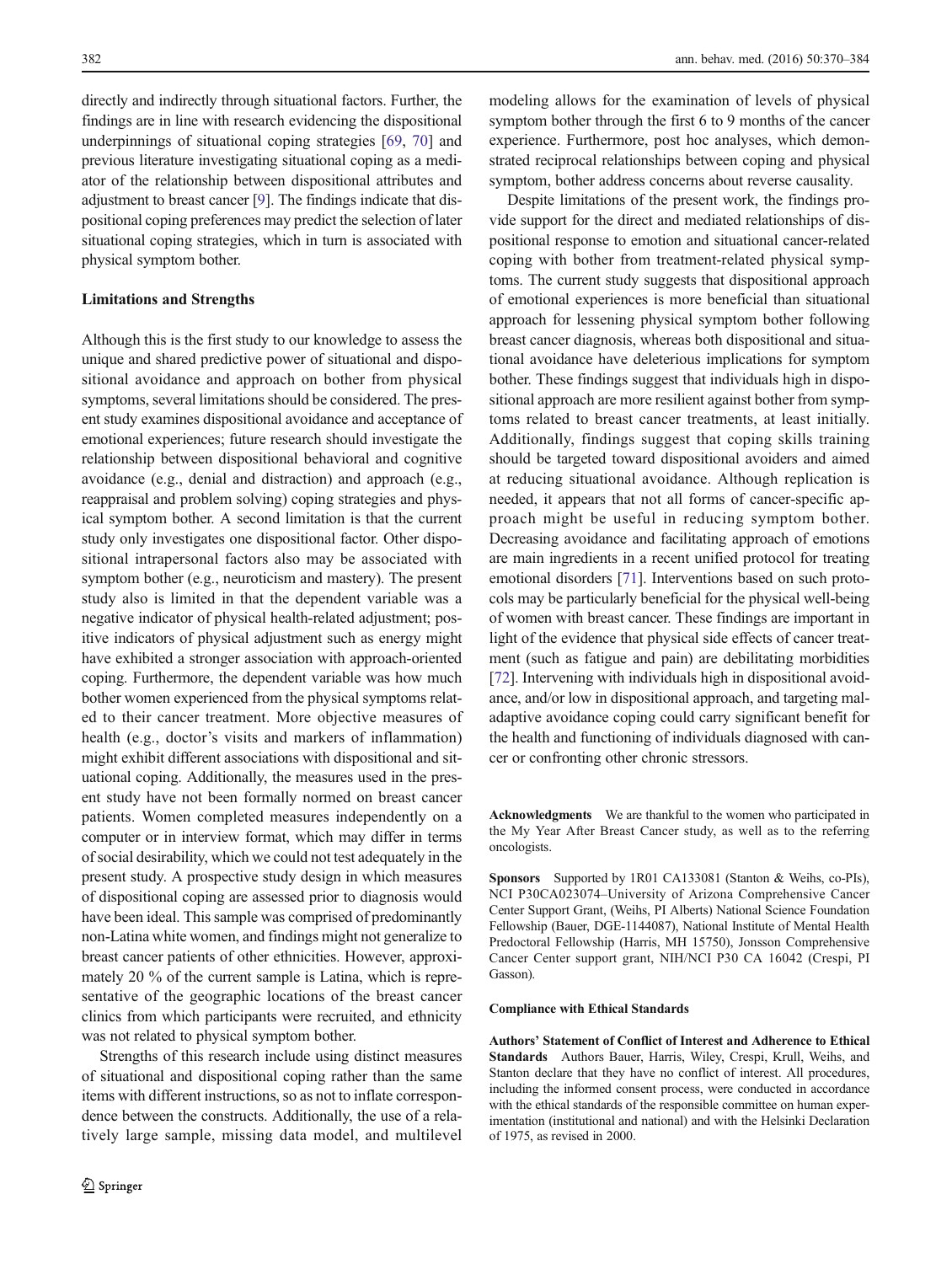directly and indirectly through situational factors. Further, the findings are in line with research evidencing the dispositional underpinnings of situational coping strategies [69, 70] and previous literature investigating situational coping as a mediator of the relationship between dispositional attributes and adjustment to breast cancer [9]. The findings indicate that dispositional coping preferences may predict the selection of later situational coping strategies, which in turn is associated with physical symptom bother.

### Limitations and Strengths

Although this is the first study to our knowledge to assess the unique and shared predictive power of situational and dispositional avoidance and approach on bother from physical symptoms, several limitations should be considered. The present study examines dispositional avoidance and acceptance of emotional experiences; future research should investigate the relationship between dispositional behavioral and cognitive avoidance (e.g., denial and distraction) and approach (e.g., reappraisal and problem solving) coping strategies and physical symptom bother. A second limitation is that the current study only investigates one dispositional factor. Other dispositional intrapersonal factors also may be associated with symptom bother (e.g., neuroticism and mastery). The present study also is limited in that the dependent variable was a negative indicator of physical health-related adjustment; positive indicators of physical adjustment such as energy might have exhibited a stronger association with approach-oriented coping. Furthermore, the dependent variable was how much bother women experienced from the physical symptoms related to their cancer treatment. More objective measures of health (e.g., doctor's visits and markers of inflammation) might exhibit different associations with dispositional and situational coping. Additionally, the measures used in the present study have not been formally normed on breast cancer patients. Women completed measures independently on a computer or in interview format, which may differ in terms of social desirability, which we could not test adequately in the present study. A prospective study design in which measures of dispositional coping are assessed prior to diagnosis would have been ideal. This sample was comprised of predominantly non-Latina white women, and findings might not generalize to breast cancer patients of other ethnicities. However, approximately 20 % of the current sample is Latina, which is representative of the geographic locations of the breast cancer clinics from which participants were recruited, and ethnicity was not related to physical symptom bother.

Strengths of this research include using distinct measures of situational and dispositional coping rather than the same items with different instructions, so as not to inflate correspondence between the constructs. Additionally, the use of a relatively large sample, missing data model, and multilevel modeling allows for the examination of levels of physical symptom bother through the first 6 to 9 months of the cancer experience. Furthermore, post hoc analyses, which demonstrated reciprocal relationships between coping and physical symptom, bother address concerns about reverse causality.

Despite limitations of the present work, the findings provide support for the direct and mediated relationships of dispositional response to emotion and situational cancer-related coping with bother from treatment-related physical symptoms. The current study suggests that dispositional approach of emotional experiences is more beneficial than situational approach for lessening physical symptom bother following breast cancer diagnosis, whereas both dispositional and situational avoidance have deleterious implications for symptom bother. These findings suggest that individuals high in dispositional approach are more resilient against bother from symptoms related to breast cancer treatments, at least initially. Additionally, findings suggest that coping skills training should be targeted toward dispositional avoiders and aimed at reducing situational avoidance. Although replication is needed, it appears that not all forms of cancer-specific approach might be useful in reducing symptom bother. Decreasing avoidance and facilitating approach of emotions are main ingredients in a recent unified protocol for treating emotional disorders [71]. Interventions based on such protocols may be particularly beneficial for the physical well-being of women with breast cancer. These findings are important in light of the evidence that physical side effects of cancer treatment (such as fatigue and pain) are debilitating morbidities [72]. Intervening with individuals high in dispositional avoidance, and/or low in dispositional approach, and targeting maladaptive avoidance coping could carry significant benefit for the health and functioning of individuals diagnosed with cancer or confronting other chronic stressors.

**Acknowledgments** We are thankful to the women who participated in the My Year After Breast Cancer study, as well as to the referring oncologists.

**Sponsors** Supported by 1R01 CA133081 (Stanton & Weihs, co-PIs), NCI P30CA023074–University of Arizona Comprehensive Cancer Center Support Grant, (Weihs, PI Alberts) National Science Foundation Fellowship (Bauer, DGE-1144087), National Institute of Mental Health Predoctoral Fellowship (Harris, MH 15750), Jonsson Comprehensive Cancer Center support grant, NIH/NCI P30 CA 16042 (Crespi, PI Gasson).

#### Compliance with Ethical Standards

**Authors' Statement of Conflict of Interest and Adherence to Ethical Standards** Authors Bauer, Harris, Wiley, Crespi, Krull, Weihs, and Stanton declare that they have no conflict of interest. All procedures, including the informed consent process, were conducted in accordance with the ethical standards of the responsible committee on human experimentation (institutional and national) and with the Helsinki Declaration of 1975, as revised in 2000.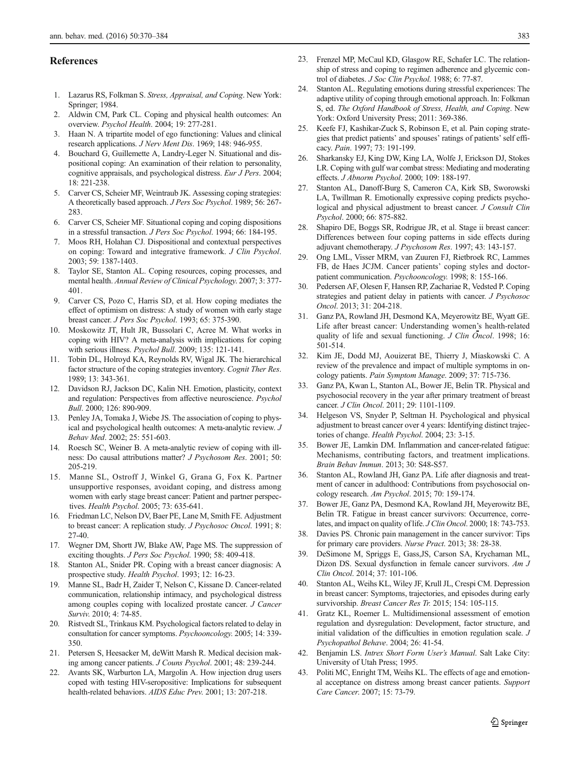## References

1. Lazarus RS, Folkman S. *Stress, Appraisal, and Coping*. New York: Springer; 1984.
2. Aldwin CM, Park CL. Coping and physical health outcomes: An overview. *Psychol Health*. 2004; 19: 277-281.
3. Haan N. A tripartite model of ego functioning: Values and clinical research applications. *J Nerv Ment Dis*. 1969; 148: 946-955.
4. Bouchard G, Guillemette A, Landry-Leger N. Situational and dispositional coping: An examination of their relation to personality, cognitive appraisals, and psychological distress. *Eur J Pers*. 2004; 18: 221-238.
5. Carver CS, Scheier MF, Weintraub JK. Assessing coping strategies: A theoretically based approach. *J Pers Soc Psychol*. 1989; 56: 267-283.
6. Carver CS, Scheier MF. Situational coping and coping dispositions in a stressful transaction. *J Pers Soc Psychol*. 1994; 66: 184-195.
7. Moos RH, Holahan CJ. Dispositional and contextual perspectives on coping: Toward and integrative framework. *J Clin Psychol*. 2003; 59: 1387-1403.
8. Taylor SE, Stanton AL. Coping resources, coping processes, and mental health. *Annual Review of Clinical Psychology*. 2007; 3: 377-401.
9. Carver CS, Pozo C, Harris SD, et al. How coping mediates the effect of optimism on distress: A study of women with early stage breast cancer. *J Pers Soc Psychol*. 1993; 65: 375-390.
10. Moskowitz JT, Hult JR, Bussolari C, Acree M. What works in coping with HIV? A meta-analysis with implications for coping with serious illness. *Psychol Bull*. 2009; 135: 121-141.
11. Tobin DL, Holroyd KA, Reynolds RV, Wigal JK. The hierarchical factor structure of the coping strategies inventory. *Cognit Ther Res*. 1989; 13: 343-361.
12. Davidson RJ, Jackson DC, Kalin NH. Emotion, plasticity, context and regulation: Perspectives from affective neuroscience. *Psychol Bull*. 2000; 126: 890-909.
13. Penley JA, Tomaka J, Wiebe JS. The association of coping to physical and psychological health outcomes: A meta-analytic review. *J Behav Med*. 2002; 25: 551-603.
14. Roesch SC, Weiner B. A meta-analytic review of coping with illness: Do causal attributions matter? *J Psychosom Res*. 2001; 50: 205-219.
15. Manne SL, Ostroff J, Winkel G, Grana G, Fox K. Partner unsupportive responses, avoidant coping, and distress among women with early stage breast cancer: Patient and partner perspectives. *Health Psychol*. 2005; 73: 635-641.
16. Friedman LC, Nelson DV, Baer PE, Lane M, Smith FE. Adjustment to breast cancer: A replication study. *J Psychosoc Oncol*. 1991; 8: 27-40.
17. Wegner DM, Shortt JW, Blake AW, Page MS. The suppression of exciting thoughts. *J Pers Soc Psychol*. 1990; 58: 409-418.
18. Stanton AL, Snider PR. Coping with a breast cancer diagnosis: A prospective study. *Health Psychol*. 1993; 12: 16-23.
19. Manne SL, Badr H, Zaider T, Nelson C, Kissane D. Cancer-related communication, relationship intimacy, and psychological distress among couples coping with localized prostate cancer. *J Cancer Surviv*. 2010; 4: 74-85.
20. Ristvedt SL, Trinkaus KM. Psychological factors related to delay in consultation for cancer symptoms. *Psychooncology*. 2005; 14: 339-350.
21. Petersen S, Heesacker M, deWitt Marsh R. Medical decision making among cancer patients. *J Couns Psychol*. 2001; 48: 239-244.
22. Avants SK, Warburton LA, Margolin A. How injection drug users coped with testing HIV-seropositive: Implications for subsequent health-related behaviors. *AIDS Educ Prev*. 2001; 13: 207-218.
23. Frenzel MP, McCaul KD, Glasgow RE, Schafer LC. The relationship of stress and coping to regimen adherence and glycemic control of diabetes. *J Soc Clin Psychol*. 1988; 6: 77-87.
24. Stanton AL. Regulating emotions during stressful experiences: The adaptive utility of coping through emotional approach. In: Folkman S, ed. *The Oxford Handbook of Stress, Health, and Coping*. New York: Oxford University Press; 2011: 369-386.
25. Keefe FJ, Kashikar-Zuck S, Robinson E, et al. Pain coping strategies that predict patients' and spouses' ratings of patients' self efficacy. *Pain*. 1997; 73: 191-199.
26. Sharkansky EJ, King DW, King LA, Wolfe J, Erickson DJ, Stokes LR. Coping with gulf war combat stress: Mediating and moderating effects. *J Abnorm Psychol*. 2000; 109: 188-197.
27. Stanton AL, Danoff-Burg S, Cameron CA, Kirk SB, Sworowski LA, Twillman R. Emotionally expressive coping predicts psychological and physical adjustment to breast cancer. *J Consult Clin Psychol*. 2000; 66: 875-882.
28. Shapiro DE, Boggs SR, Rodrigue JR, et al. Stage ii breast cancer: Differences between four coping patterns in side effects during adjuvant chemotherapy. *J Psychosom Res*. 1997; 43: 143-157.
29. Ong LML, Visser MRM, van Zuuren FJ, Rietbroek RC, Lammes FB, de Haes JCJM. Cancer patients' coping styles and doctor-patient communication. *Psychooncology*. 1998; 8: 155-166.
30. Pedersen AF, Olesen F, Hansen RP, Zachariae R, Vedsted P. Coping strategies and patient delay in patients with cancer. *J Psychosoc Oncol*. 2013; 31: 204-218.
31. Ganz PA, Rowland JH, Desmond KA, Meyerowitz BE, Wyatt GE. Life after breast cancer: Understanding women's health-related quality of life and sexual functioning. *J Clin Oncol*. 1998; 16: 501-514.
32. Kim JE, Dodd MJ, Aouizerat BE, Thierry J, Miaskowski C. A review of the prevalence and impact of multiple symptoms in oncology patients. *Pain Symptom Manage*. 2009; 37: 715-736.
33. Ganz PA, Kwan L, Stanton AL, Bower JE, Belin TR. Physical and psychosocial recovery in the year after primary treatment of breast cancer. *J Clin Oncol*. 2011; 29: 1101-1109.
34. Helgeson VS, Snyder P, Seltman H. Psychological and physical adjustment to breast cancer over 4 years: Identifying distinct trajectories of change. *Health Psychol*. 2004; 23: 3-15.
35. Bower JE, Lamkin DM. Inflammation and cancer-related fatigue: Mechanisms, contributing factors, and treatment implications. *Brain Behav Immun*. 2013; 30: S48-S57.
36. Stanton AL, Rowland JH, Ganz PA. Life after diagnosis and treatment of cancer in adulthood: Contributions from psychosocial oncology research. *Am Psychol*. 2015; 70: 159-174.
37. Bower JE, Ganz PA, Desmond KA, Rowland JH, Meyerowitz BE, Belin TR. Fatigue in breast cancer survivors: Occurrence, correlates, and impact on quality of life. *J Clin Oncol*. 2000; 18: 743-753.
38. Davies PS. Chronic pain management in the cancer survivor: Tips for primary care providers. *Nurse Pract*. 2013; 38: 28-38.
39. DeSimone M, Spriggs E, Gass,JS, Carson SA, Krychaman ML, Dizon DS. Sexual dysfunction in female cancer survivors. *Am J Clin Oncol*. 2014; 37: 101-106.
40. Stanton AL, Weihs KL, Wiley JF, Krull JL, Crespi CM. Depression in breast cancer: Symptoms, trajectories, and episodes during early survivorship. *Breast Cancer Res Tr*. 2015; 154: 105-115.
41. Gratz KL, Roemer L. Multidimensional assessment of emotion regulation and dysregulation: Development, factor structure, and initial validation of the difficulties in emotion regulation scale. *J Psychopathol Behave*. 2004; 26: 41-54.
42. Benjamin LS. *Intrex Short Form User's Manual*. Salt Lake City: University of Utah Press; 1995.
43. Politi MC, Enright TM, Weihs KL. The effects of age and emotional acceptance on distress among breast cancer patients. *Support Care Cancer*. 2007; 15: 73-79.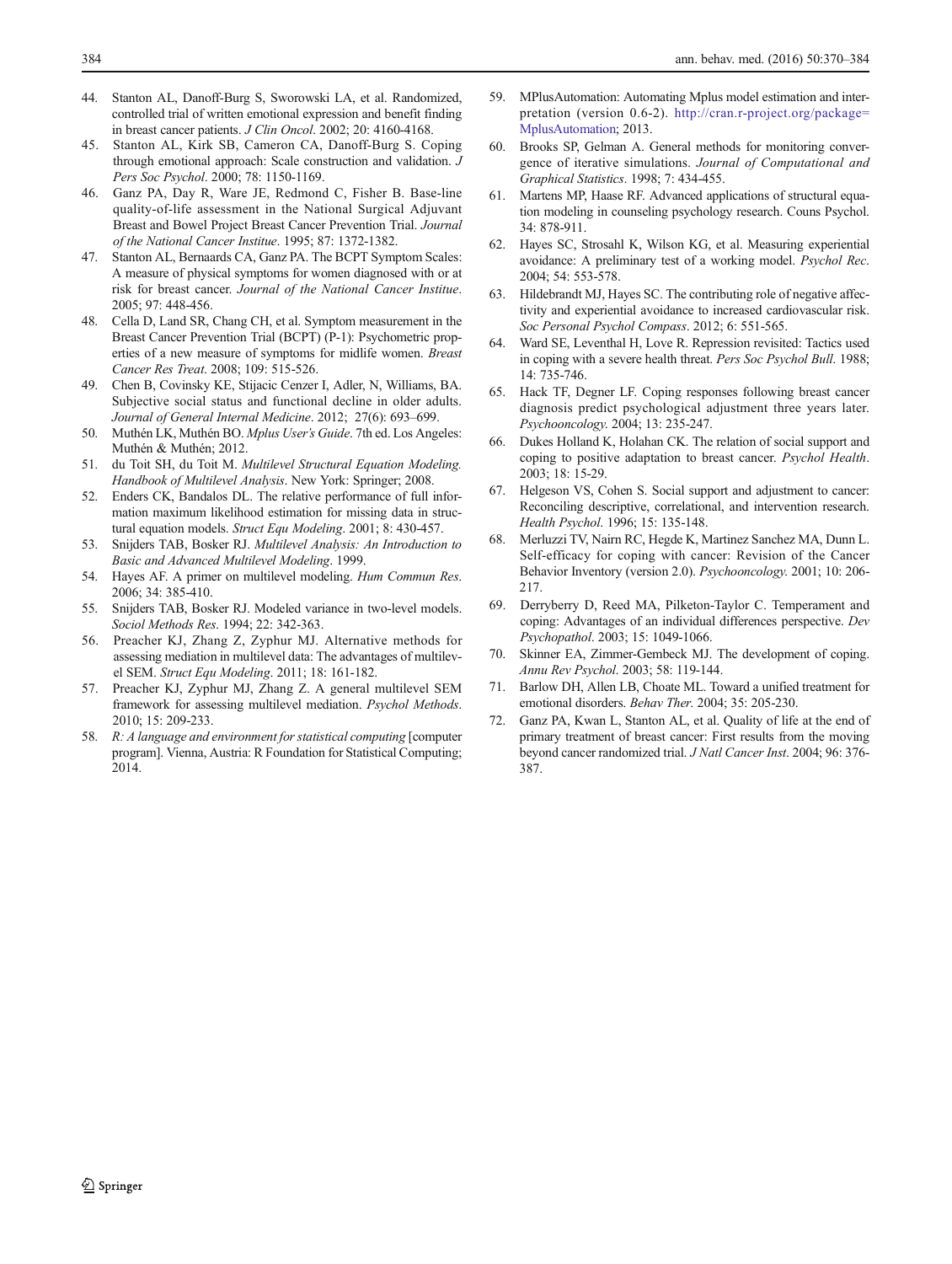44. Stanton AL, Danoff-Burg S, Sworowski LA, et al. Randomized, controlled trial of written emotional expression and benefit finding in breast cancer patients. *J Clin Oncol*. 2002; 20: 4160-4168.
45. Stanton AL, Kirk SB, Cameron CA, Danoff-Burg S. Coping through emotional approach: Scale construction and validation. *J Pers Soc Psychol*. 2000; 78: 1150-1169.
46. Ganz PA, Day R, Ware JE, Redmond C, Fisher B. Base-line quality-of-life assessment in the National Surgical Adjuvant Breast and Bowel Project Breast Cancer Prevention Trial. *Journal of the National Cancer Institue*. 1995; 87: 1372-1382.
47. Stanton AL, Bernaards CA, Ganz PA. The BCPT Symptom Scales: A measure of physical symptoms for women diagnosed with or at risk for breast cancer. *Journal of the National Cancer Institue*. 2005; 97: 448-456.
48. Cella D, Land SR, Chang CH, et al. Symptom measurement in the Breast Cancer Prevention Trial (BCPT) (P-1): Psychometric properties of a new measure of symptoms for midlife women. *Breast Cancer Res Treat*. 2008; 109: 515-526.
49. Chen B, Covinsky KE, Stijacic Cenzer I, Adler, N, Williams, BA. Subjective social status and functional decline in older adults. *Journal of General Internal Medicine*. 2012; 27(6): 693–699.
50. Muthén LK, Muthén BO. *Mplus User's Guide*. 7th ed. Los Angeles: Muthén & Muthén; 2012.
51. du Toit SH, du Toit M. *Multilevel Structural Equation Modeling. Handbook of Multilevel Analysis*. New York: Springer; 2008.
52. Enders CK, Bandalos DL. The relative performance of full information maximum likelihood estimation for missing data in structural equation models. *Struct Equ Modeling*. 2001; 8: 430-457.
53. Snijders TAB, Bosker RJ. *Multilevel Analysis: An Introduction to Basic and Advanced Multilevel Modeling*. 1999.
54. Hayes AF. A primer on multilevel modeling. *Hum Commun Res*. 2006; 34: 385-410.
55. Snijders TAB, Bosker RJ. Modeled variance in two-level models. *Sociol Methods Res*. 1994; 22: 342-363.
56. Preacher KJ, Zhang Z, Zyphur MJ. Alternative methods for assessing mediation in multilevel data: The advantages of multilevel SEM. *Struct Equ Modeling*. 2011; 18: 161-182.
57. Preacher KJ, Zyphur MJ, Zhang Z. A general multilevel SEM framework for assessing multilevel mediation. *Psychol Methods*. 2010; 15: 209-233.
58. *R: A language and environment for statistical computing* [computer program]. Vienna, Austria: R Foundation for Statistical Computing; 2014.
59. MPlusAutomation: Automating Mplus model estimation and interpretation (version 0.6-2). http://cran.r-project.org/package=MplusAutomation; 2013.
60. Brooks SP, Gelman A. General methods for monitoring convergence of iterative simulations. *Journal of Computational and Graphical Statistics*. 1998; 7: 434-455.
61. Martens MP, Haase RF. Advanced applications of structural equation modeling in counseling psychology research. Couns Psychol. 34: 878-911.
62. Hayes SC, Strosahl K, Wilson KG, et al. Measuring experiential avoidance: A preliminary test of a working model. *Psychol Rec*. 2004; 54: 553-578.
63. Hildebrandt MJ, Hayes SC. The contributing role of negative affectivity and experiential avoidance to increased cardiovascular risk. *Soc Personal Psychol Compass*. 2012; 6: 551-565.
64. Ward SE, Leventhal H, Love R. Repression revisited: Tactics used in coping with a severe health threat. *Pers Soc Psychol Bull*. 1988; 14: 735-746.
65. Hack TF, Degner LF. Coping responses following breast cancer diagnosis predict psychological adjustment three years later. *Psychooncology*. 2004; 13: 235-247.
66. Dukes Holland K, Holahan CK. The relation of social support and coping to positive adaptation to breast cancer. *Psychol Health*. 2003; 18: 15-29.
67. Helgeson VS, Cohen S. Social support and adjustment to cancer: Reconciling descriptive, correlational, and intervention research. *Health Psychol*. 1996; 15: 135-148.
68. Merluzzi TV, Nairn RC, Hegde K, Martinez Sanchez MA, Dunn L. Self-efficacy for coping with cancer: Revision of the Cancer Behavior Inventory (version 2.0). *Psychooncology*. 2001; 10: 206-217.
69. Derryberry D, Reed MA, Pilketon-Taylor C. Temperament and coping: Advantages of an individual differences perspective. *Dev Psychopathol*. 2003; 15: 1049-1066.
70. Skinner EA, Zimmer-Gembeck MJ. The development of coping. *Annu Rev Psychol*. 2003; 58: 119-144.
71. Barlow DH, Allen LB, Choate ML. Toward a unified treatment for emotional disorders. *Behav Ther*. 2004; 35: 205-230.
72. Ganz PA, Kwan L, Stanton AL, et al. Quality of life at the end of primary treatment of breast cancer: First results from the moving beyond cancer randomized trial. *J Natl Cancer Inst*. 2004; 96: 376-387.